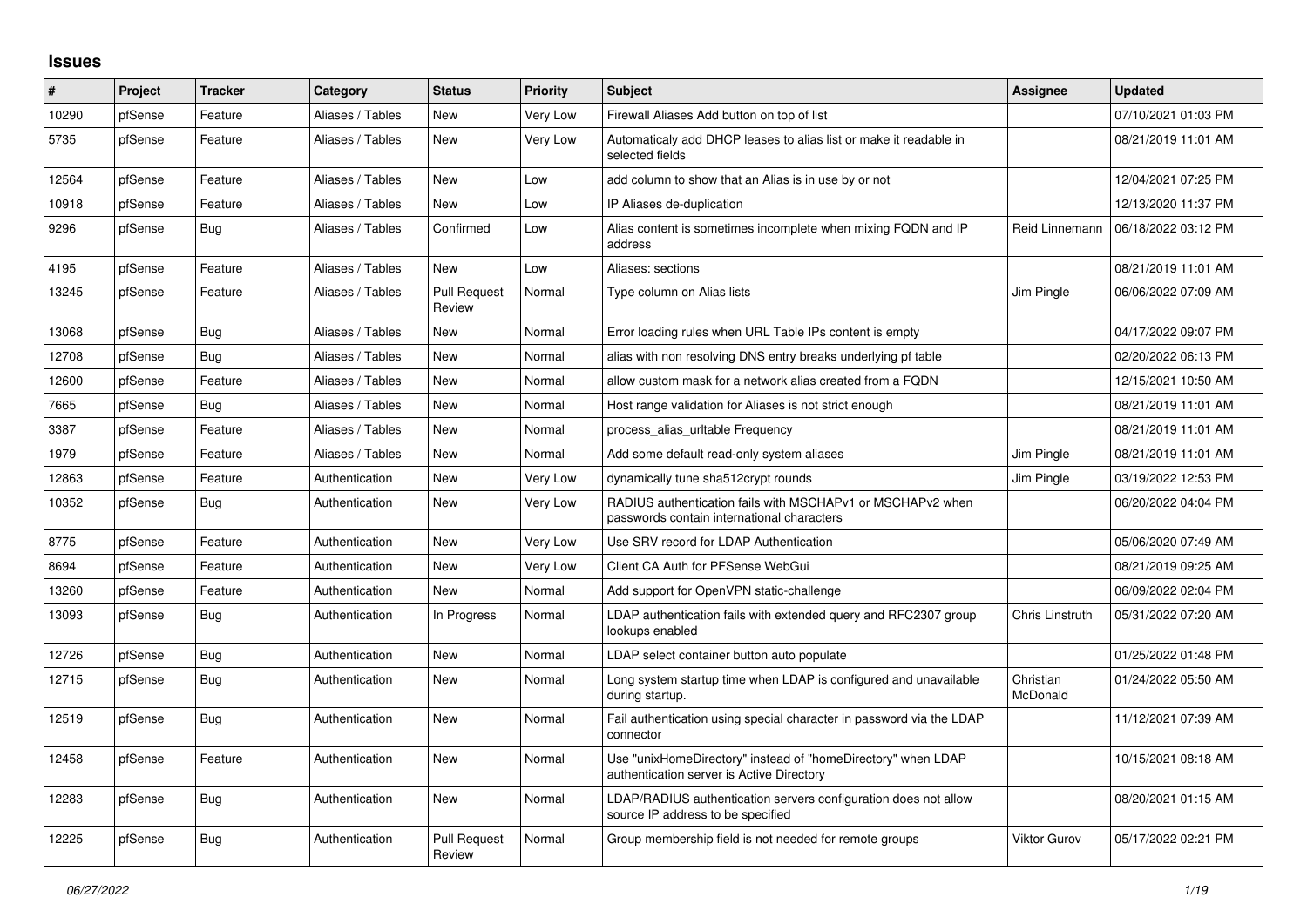# Issues

| # | Project | Tracker | Category | Status | Priority | Subject | Assignee | Updated |
|---|---|---|---|---|---|---|---|---|
| 10290 | pfSense | Feature | Aliases / Tables | New | Very Low | Firewall Aliases Add button on top of list | | 07/10/2021 01:03 PM |
| 5735 | pfSense | Feature | Aliases / Tables | New | Very Low | Automaticaly add DHCP leases to alias list or make it readable in selected fields | | 08/21/2019 11:01 AM |
| 12564 | pfSense | Feature | Aliases / Tables | New | Low | add column to show that an Alias is in use by or not | | 12/04/2021 07:25 PM |
| 10918 | pfSense | Feature | Aliases / Tables | New | Low | IP Aliases de-duplication | | 12/13/2020 11:37 PM |
| 9296 | pfSense | Bug | Aliases / Tables | Confirmed | Low | Alias content is sometimes incomplete when mixing FQDN and IP address | Reid Linnemann | 06/18/2022 03:12 PM |
| 4195 | pfSense | Feature | Aliases / Tables | New | Low | Aliases: sections | | 08/21/2019 11:01 AM |
| 13245 | pfSense | Feature | Aliases / Tables | Pull Request Review | Normal | Type column on Alias lists | Jim Pingle | 06/06/2022 07:09 AM |
| 13068 | pfSense | Bug | Aliases / Tables | New | Normal | Error loading rules when URL Table IPs content is empty | | 04/17/2022 09:07 PM |
| 12708 | pfSense | Bug | Aliases / Tables | New | Normal | alias with non resolving DNS entry breaks underlying pf table | | 02/20/2022 06:13 PM |
| 12600 | pfSense | Feature | Aliases / Tables | New | Normal | allow custom mask for a network alias created from a FQDN | | 12/15/2021 10:50 AM |
| 7665 | pfSense | Bug | Aliases / Tables | New | Normal | Host range validation for Aliases is not strict enough | | 08/21/2019 11:01 AM |
| 3387 | pfSense | Feature | Aliases / Tables | New | Normal | process_alias_urltable Frequency | | 08/21/2019 11:01 AM |
| 1979 | pfSense | Feature | Aliases / Tables | New | Normal | Add some default read-only system aliases | Jim Pingle | 08/21/2019 11:01 AM |
| 12863 | pfSense | Feature | Authentication | New | Very Low | dynamically tune sha512crypt rounds | Jim Pingle | 03/19/2022 12:53 PM |
| 10352 | pfSense | Bug | Authentication | New | Very Low | RADIUS authentication fails with MSCHAPv1 or MSCHAPv2 when passwords contain international characters | | 06/20/2022 04:04 PM |
| 8775 | pfSense | Feature | Authentication | New | Very Low | Use SRV record for LDAP Authentication | | 05/06/2020 07:49 AM |
| 8694 | pfSense | Feature | Authentication | New | Very Low | Client CA Auth for PFSense WebGui | | 08/21/2019 09:25 AM |
| 13260 | pfSense | Feature | Authentication | New | Normal | Add support for OpenVPN static-challenge | | 06/09/2022 02:04 PM |
| 13093 | pfSense | Bug | Authentication | In Progress | Normal | LDAP authentication fails with extended query and RFC2307 group lookups enabled | Chris Linstruth | 05/31/2022 07:20 AM |
| 12726 | pfSense | Bug | Authentication | New | Normal | LDAP select container button auto populate | | 01/25/2022 01:48 PM |
| 12715 | pfSense | Bug | Authentication | New | Normal | Long system startup time when LDAP is configured and unavailable during startup. | Christian McDonald | 01/24/2022 05:50 AM |
| 12519 | pfSense | Bug | Authentication | New | Normal | Fail authentication using special character in password via the LDAP connector | | 11/12/2021 07:39 AM |
| 12458 | pfSense | Feature | Authentication | New | Normal | Use "unixHomeDirectory" instead of "homeDirectory" when LDAP authentication server is Active Directory | | 10/15/2021 08:18 AM |
| 12283 | pfSense | Bug | Authentication | New | Normal | LDAP/RADIUS authentication servers configuration does not allow source IP address to be specified | | 08/20/2021 01:15 AM |
| 12225 | pfSense | Bug | Authentication | Pull Request Review | Normal | Group membership field is not needed for remote groups | Viktor Gurov | 05/17/2022 02:21 PM |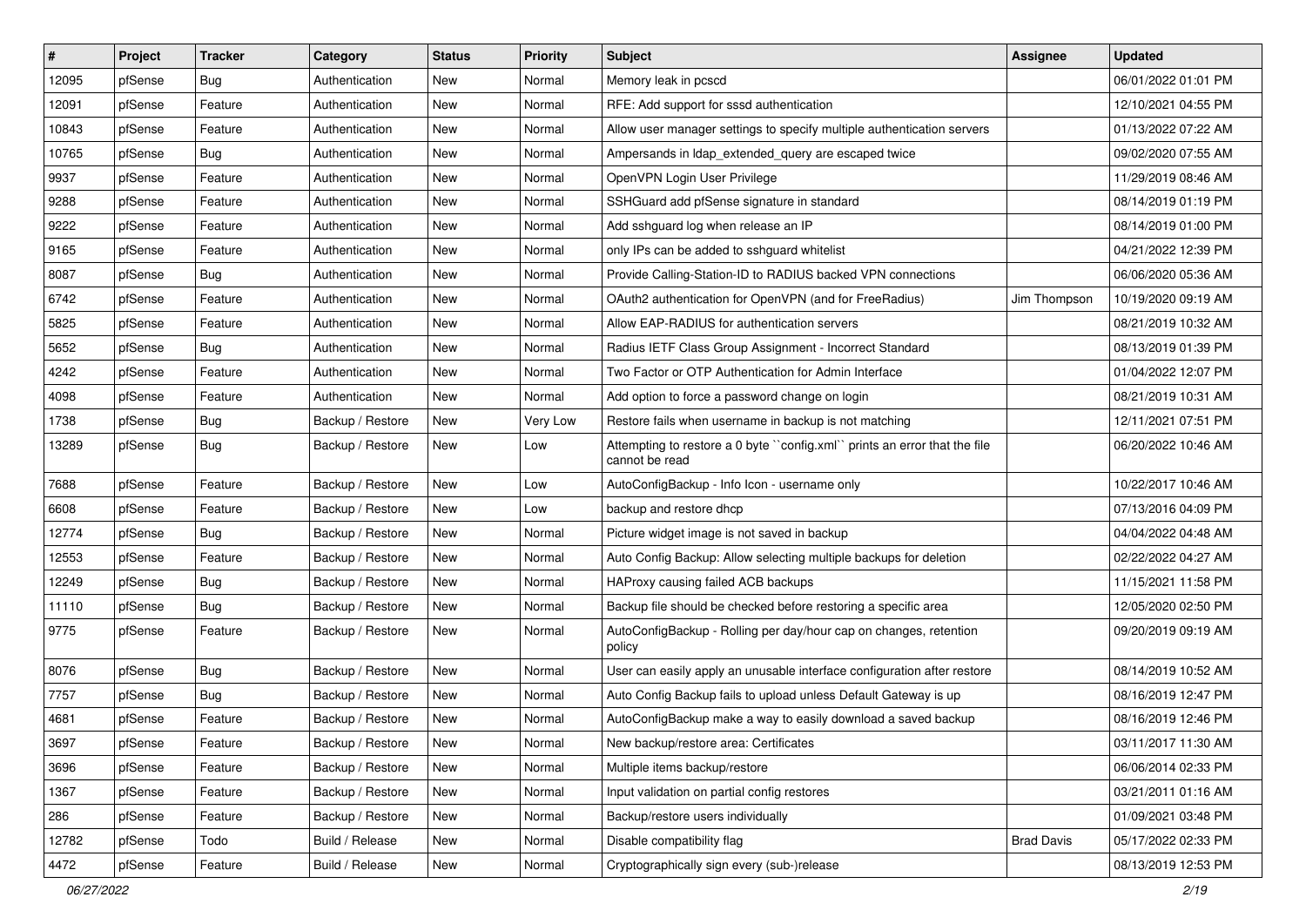| # | Project | Tracker | Category | Status | Priority | Subject | Assignee | Updated |
|---|---|---|---|---|---|---|---|---|
| 12095 | pfSense | Bug | Authentication | New | Normal | Memory leak in pcscd | | 06/01/2022 01:01 PM |
| 12091 | pfSense | Feature | Authentication | New | Normal | RFE: Add support for sssd authentication | | 12/10/2021 04:55 PM |
| 10843 | pfSense | Feature | Authentication | New | Normal | Allow user manager settings to specify multiple authentication servers | | 01/13/2022 07:22 AM |
| 10765 | pfSense | Bug | Authentication | New | Normal | Ampersands in ldap_extended_query are escaped twice | | 09/02/2020 07:55 AM |
| 9937 | pfSense | Feature | Authentication | New | Normal | OpenVPN Login User Privilege | | 11/29/2019 08:46 AM |
| 9288 | pfSense | Feature | Authentication | New | Normal | SSHGuard add pfSense signature in standard | | 08/14/2019 01:19 PM |
| 9222 | pfSense | Feature | Authentication | New | Normal | Add sshguard log when release an IP | | 08/14/2019 01:00 PM |
| 9165 | pfSense | Feature | Authentication | New | Normal | only IPs can be added to sshguard whitelist | | 04/21/2022 12:39 PM |
| 8087 | pfSense | Bug | Authentication | New | Normal | Provide Calling-Station-ID to RADIUS backed VPN connections | | 06/06/2020 05:36 AM |
| 6742 | pfSense | Feature | Authentication | New | Normal | OAuth2 authentication for OpenVPN (and for FreeRadius) | Jim Thompson | 10/19/2020 09:19 AM |
| 5825 | pfSense | Feature | Authentication | New | Normal | Allow EAP-RADIUS for authentication servers | | 08/21/2019 10:32 AM |
| 5652 | pfSense | Bug | Authentication | New | Normal | Radius IETF Class Group Assignment - Incorrect Standard | | 08/13/2019 01:39 PM |
| 4242 | pfSense | Feature | Authentication | New | Normal | Two Factor or OTP Authentication for Admin Interface | | 01/04/2022 12:07 PM |
| 4098 | pfSense | Feature | Authentication | New | Normal | Add option to force a password change on login | | 08/21/2019 10:31 AM |
| 1738 | pfSense | Bug | Backup / Restore | New | Very Low | Restore fails when username in backup is not matching | | 12/11/2021 07:51 PM |
| 13289 | pfSense | Bug | Backup / Restore | New | Low | Attempting to restore a 0 byte ``config.xml`` prints an error that the file cannot be read | | 06/20/2022 10:46 AM |
| 7688 | pfSense | Feature | Backup / Restore | New | Low | AutoConfigBackup - Info Icon - username only | | 10/22/2017 10:46 AM |
| 6608 | pfSense | Feature | Backup / Restore | New | Low | backup and restore dhcp | | 07/13/2016 04:09 PM |
| 12774 | pfSense | Bug | Backup / Restore | New | Normal | Picture widget image is not saved in backup | | 04/04/2022 04:48 AM |
| 12553 | pfSense | Feature | Backup / Restore | New | Normal | Auto Config Backup: Allow selecting multiple backups for deletion | | 02/22/2022 04:27 AM |
| 12249 | pfSense | Bug | Backup / Restore | New | Normal | HAProxy causing failed ACB backups | | 11/15/2021 11:58 PM |
| 11110 | pfSense | Bug | Backup / Restore | New | Normal | Backup file should be checked before restoring a specific area | | 12/05/2020 02:50 PM |
| 9775 | pfSense | Feature | Backup / Restore | New | Normal | AutoConfigBackup - Rolling per day/hour cap on changes, retention policy | | 09/20/2019 09:19 AM |
| 8076 | pfSense | Bug | Backup / Restore | New | Normal | User can easily apply an unusable interface configuration after restore | | 08/14/2019 10:52 AM |
| 7757 | pfSense | Bug | Backup / Restore | New | Normal | Auto Config Backup fails to upload unless Default Gateway is up | | 08/16/2019 12:47 PM |
| 4681 | pfSense | Feature | Backup / Restore | New | Normal | AutoConfigBackup make a way to easily download a saved backup | | 08/16/2019 12:46 PM |
| 3697 | pfSense | Feature | Backup / Restore | New | Normal | New backup/restore area: Certificates | | 03/11/2017 11:30 AM |
| 3696 | pfSense | Feature | Backup / Restore | New | Normal | Multiple items backup/restore | | 06/06/2014 02:33 PM |
| 1367 | pfSense | Feature | Backup / Restore | New | Normal | Input validation on partial config restores | | 03/21/2011 01:16 AM |
| 286 | pfSense | Feature | Backup / Restore | New | Normal | Backup/restore users individually | | 01/09/2021 03:48 PM |
| 12782 | pfSense | Todo | Build / Release | New | Normal | Disable compatibility flag | Brad Davis | 05/17/2022 02:33 PM |
| 4472 | pfSense | Feature | Build / Release | New | Normal | Cryptographically sign every (sub-)release | | 08/13/2019 12:53 PM |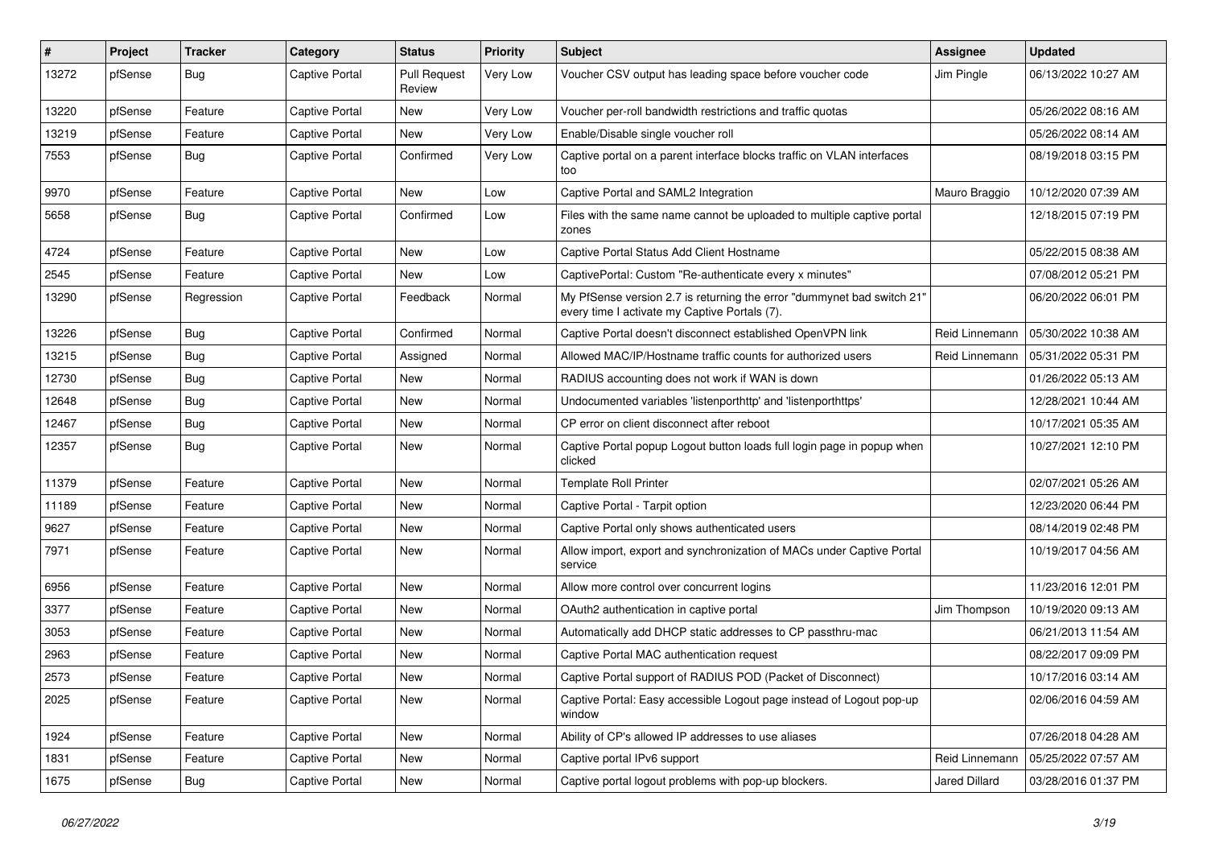| # | Project | Tracker | Category | Status | Priority | Subject | Assignee | Updated |
|---|---|---|---|---|---|---|---|---|
| 13272 | pfSense | Bug | Captive Portal | Pull Request Review | Very Low | Voucher CSV output has leading space before voucher code | Jim Pingle | 06/13/2022 10:27 AM |
| 13220 | pfSense | Feature | Captive Portal | New | Very Low | Voucher per-roll bandwidth restrictions and traffic quotas | | 05/26/2022 08:16 AM |
| 13219 | pfSense | Feature | Captive Portal | New | Very Low | Enable/Disable single voucher roll | | 05/26/2022 08:14 AM |
| 7553 | pfSense | Bug | Captive Portal | Confirmed | Very Low | Captive portal on a parent interface blocks traffic on VLAN interfaces too | | 08/19/2018 03:15 PM |
| 9970 | pfSense | Feature | Captive Portal | New | Low | Captive Portal and SAML2 Integration | Mauro Braggio | 10/12/2020 07:39 AM |
| 5658 | pfSense | Bug | Captive Portal | Confirmed | Low | Files with the same name cannot be uploaded to multiple captive portal zones | | 12/18/2015 07:19 PM |
| 4724 | pfSense | Feature | Captive Portal | New | Low | Captive Portal Status Add Client Hostname | | 05/22/2015 08:38 AM |
| 2545 | pfSense | Feature | Captive Portal | New | Low | CaptivePortal: Custom "Re-authenticate every x minutes" | | 07/08/2012 05:21 PM |
| 13290 | pfSense | Regression | Captive Portal | Feedback | Normal | My PfSense version 2.7 is returning the error "dummynet bad switch 21" every time I activate my Captive Portals (7). | | 06/20/2022 06:01 PM |
| 13226 | pfSense | Bug | Captive Portal | Confirmed | Normal | Captive Portal doesn't disconnect established OpenVPN link | Reid Linnemann | 05/30/2022 10:38 AM |
| 13215 | pfSense | Bug | Captive Portal | Assigned | Normal | Allowed MAC/IP/Hostname traffic counts for authorized users | Reid Linnemann | 05/31/2022 05:31 PM |
| 12730 | pfSense | Bug | Captive Portal | New | Normal | RADIUS accounting does not work if WAN is down | | 01/26/2022 05:13 AM |
| 12648 | pfSense | Bug | Captive Portal | New | Normal | Undocumented variables 'listenporthttp' and 'listenporthttps' | | 12/28/2021 10:44 AM |
| 12467 | pfSense | Bug | Captive Portal | New | Normal | CP error on client disconnect after reboot | | 10/17/2021 05:35 AM |
| 12357 | pfSense | Bug | Captive Portal | New | Normal | Captive Portal popup Logout button loads full login page in popup when clicked | | 10/27/2021 12:10 PM |
| 11379 | pfSense | Feature | Captive Portal | New | Normal | Template Roll Printer | | 02/07/2021 05:26 AM |
| 11189 | pfSense | Feature | Captive Portal | New | Normal | Captive Portal - Tarpit option | | 12/23/2020 06:44 PM |
| 9627 | pfSense | Feature | Captive Portal | New | Normal | Captive Portal only shows authenticated users | | 08/14/2019 02:48 PM |
| 7971 | pfSense | Feature | Captive Portal | New | Normal | Allow import, export and synchronization of MACs under Captive Portal service | | 10/19/2017 04:56 AM |
| 6956 | pfSense | Feature | Captive Portal | New | Normal | Allow more control over concurrent logins | | 11/23/2016 12:01 PM |
| 3377 | pfSense | Feature | Captive Portal | New | Normal | OAuth2 authentication in captive portal | Jim Thompson | 10/19/2020 09:13 AM |
| 3053 | pfSense | Feature | Captive Portal | New | Normal | Automatically add DHCP static addresses to CP passthru-mac | | 06/21/2013 11:54 AM |
| 2963 | pfSense | Feature | Captive Portal | New | Normal | Captive Portal MAC authentication request | | 08/22/2017 09:09 PM |
| 2573 | pfSense | Feature | Captive Portal | New | Normal | Captive Portal support of RADIUS POD (Packet of Disconnect) | | 10/17/2016 03:14 AM |
| 2025 | pfSense | Feature | Captive Portal | New | Normal | Captive Portal: Easy accessible Logout page instead of Logout pop-up window | | 02/06/2016 04:59 AM |
| 1924 | pfSense | Feature | Captive Portal | New | Normal | Ability of CP's allowed IP addresses to use aliases | | 07/26/2018 04:28 AM |
| 1831 | pfSense | Feature | Captive Portal | New | Normal | Captive portal IPv6 support | Reid Linnemann | 05/25/2022 07:57 AM |
| 1675 | pfSense | Bug | Captive Portal | New | Normal | Captive portal logout problems with pop-up blockers. | Jared Dillard | 03/28/2016 01:37 PM |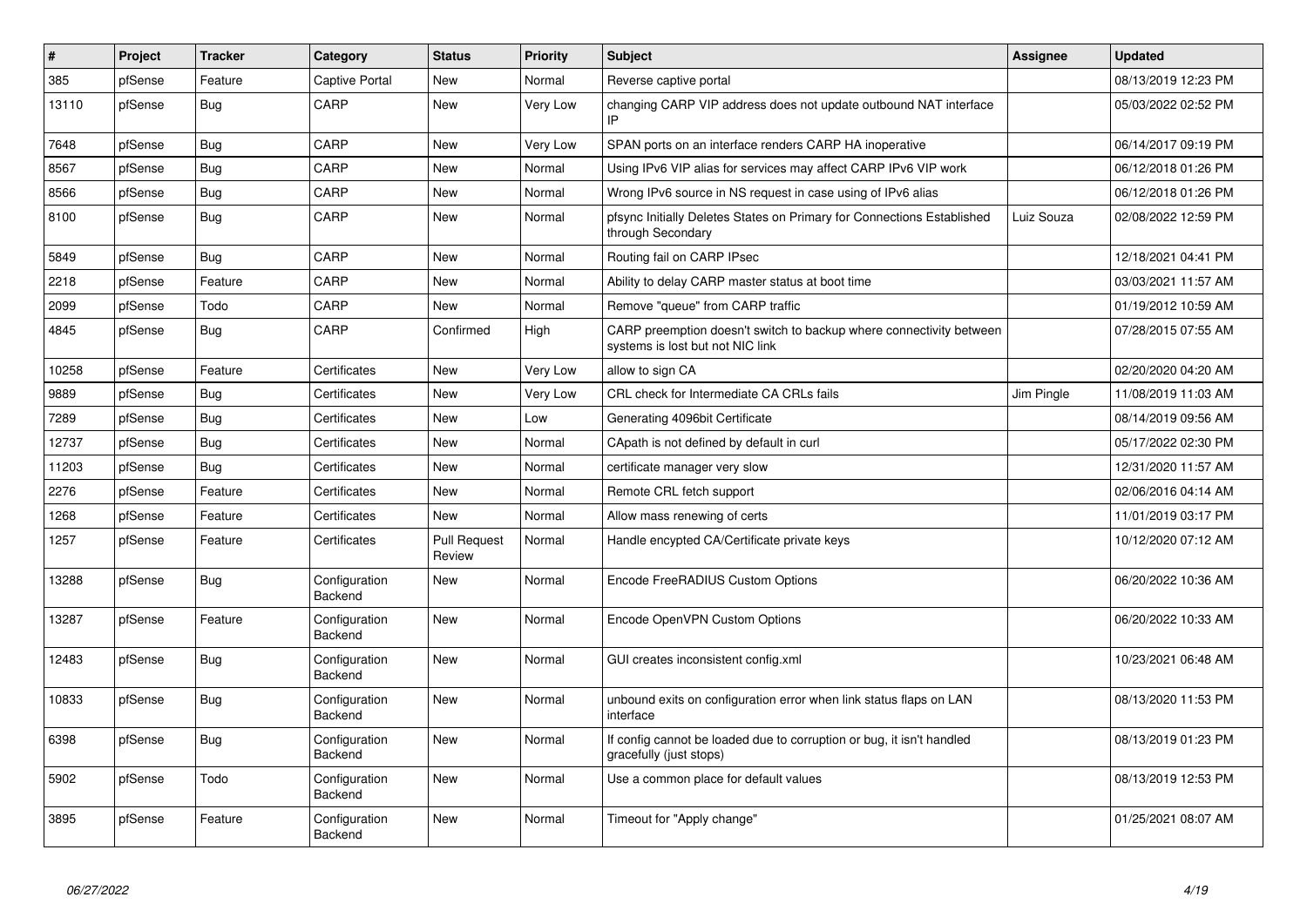| # | Project | Tracker | Category | Status | Priority | Subject | Assignee | Updated |
|---|---|---|---|---|---|---|---|---|
| 385 | pfSense | Feature | Captive Portal | New | Normal | Reverse captive portal | | 08/13/2019 12:23 PM |
| 13110 | pfSense | Bug | CARP | New | Very Low | changing CARP VIP address does not update outbound NAT interface IP | | 05/03/2022 02:52 PM |
| 7648 | pfSense | Bug | CARP | New | Very Low | SPAN ports on an interface renders CARP HA inoperative | | 06/14/2017 09:19 PM |
| 8567 | pfSense | Bug | CARP | New | Normal | Using IPv6 VIP alias for services may affect CARP IPv6 VIP work | | 06/12/2018 01:26 PM |
| 8566 | pfSense | Bug | CARP | New | Normal | Wrong IPv6 source in NS request in case using of IPv6 alias | | 06/12/2018 01:26 PM |
| 8100 | pfSense | Bug | CARP | New | Normal | pfsync Initially Deletes States on Primary for Connections Established through Secondary | Luiz Souza | 02/08/2022 12:59 PM |
| 5849 | pfSense | Bug | CARP | New | Normal | Routing fail on CARP IPsec | | 12/18/2021 04:41 PM |
| 2218 | pfSense | Feature | CARP | New | Normal | Ability to delay CARP master status at boot time | | 03/03/2021 11:57 AM |
| 2099 | pfSense | Todo | CARP | New | Normal | Remove "queue" from CARP traffic | | 01/19/2012 10:59 AM |
| 4845 | pfSense | Bug | CARP | Confirmed | High | CARP preemption doesn't switch to backup where connectivity between systems is lost but not NIC link | | 07/28/2015 07:55 AM |
| 10258 | pfSense | Feature | Certificates | New | Very Low | allow to sign CA | | 02/20/2020 04:20 AM |
| 9889 | pfSense | Bug | Certificates | New | Very Low | CRL check for Intermediate CA CRLs fails | Jim Pingle | 11/08/2019 11:03 AM |
| 7289 | pfSense | Bug | Certificates | New | Low | Generating 4096bit Certificate | | 08/14/2019 09:56 AM |
| 12737 | pfSense | Bug | Certificates | New | Normal | CApath is not defined by default in curl | | 05/17/2022 02:30 PM |
| 11203 | pfSense | Bug | Certificates | New | Normal | certificate manager very slow | | 12/31/2020 11:57 AM |
| 2276 | pfSense | Feature | Certificates | New | Normal | Remote CRL fetch support | | 02/06/2016 04:14 AM |
| 1268 | pfSense | Feature | Certificates | New | Normal | Allow mass renewing of certs | | 11/01/2019 03:17 PM |
| 1257 | pfSense | Feature | Certificates | Pull Request Review | Normal | Handle encypted CA/Certificate private keys | | 10/12/2020 07:12 AM |
| 13288 | pfSense | Bug | Configuration Backend | New | Normal | Encode FreeRADIUS Custom Options | | 06/20/2022 10:36 AM |
| 13287 | pfSense | Feature | Configuration Backend | New | Normal | Encode OpenVPN Custom Options | | 06/20/2022 10:33 AM |
| 12483 | pfSense | Bug | Configuration Backend | New | Normal | GUI creates inconsistent config.xml | | 10/23/2021 06:48 AM |
| 10833 | pfSense | Bug | Configuration Backend | New | Normal | unbound exits on configuration error when link status flaps on LAN interface | | 08/13/2020 11:53 PM |
| 6398 | pfSense | Bug | Configuration Backend | New | Normal | If config cannot be loaded due to corruption or bug, it isn't handled gracefully (just stops) | | 08/13/2019 01:23 PM |
| 5902 | pfSense | Todo | Configuration Backend | New | Normal | Use a common place for default values | | 08/13/2019 12:53 PM |
| 3895 | pfSense | Feature | Configuration Backend | New | Normal | Timeout for "Apply change" | | 01/25/2021 08:07 AM |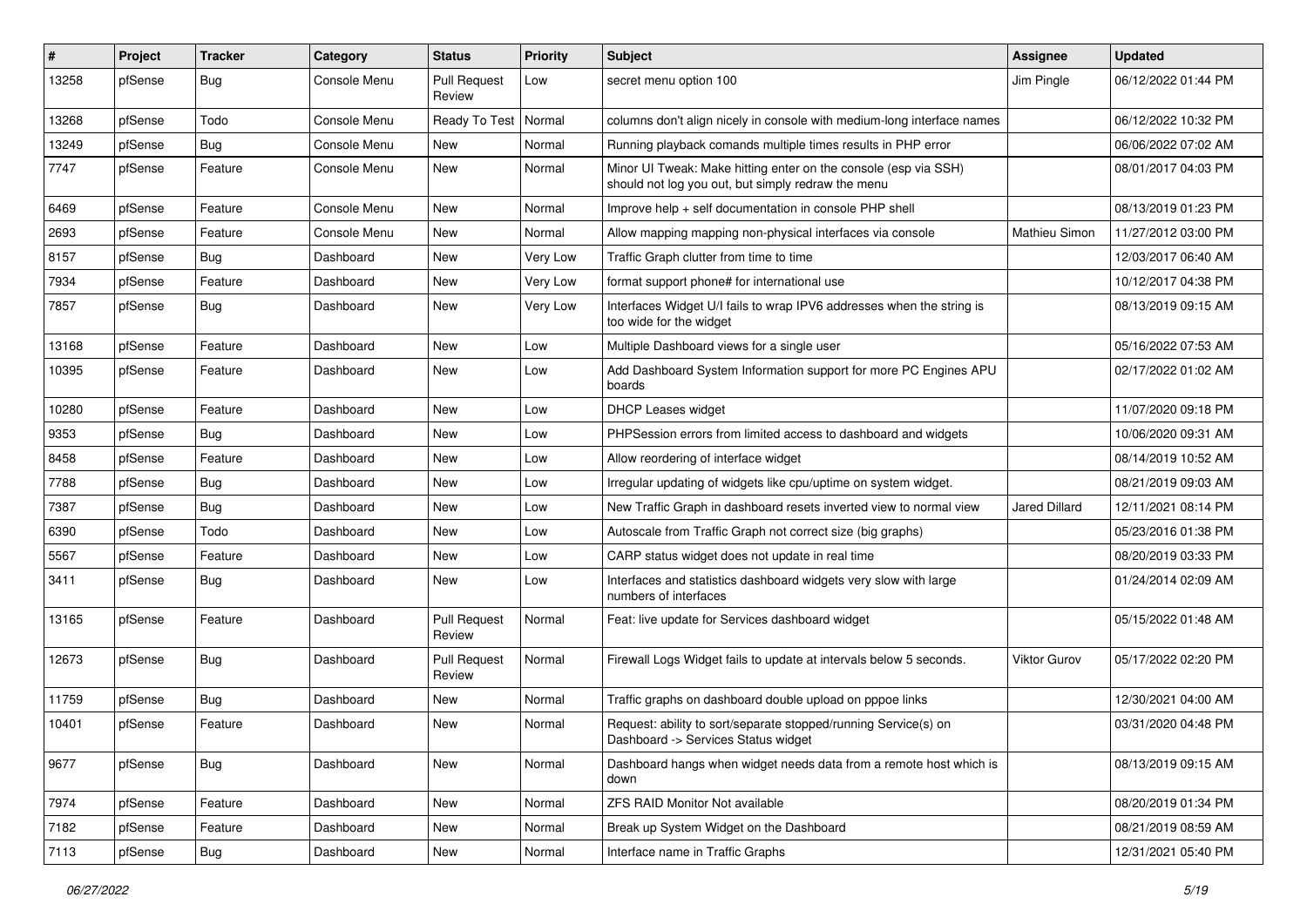| # | Project | Tracker | Category | Status | Priority | Subject | Assignee | Updated |
|---|---|---|---|---|---|---|---|---|
| 13258 | pfSense | Bug | Console Menu | Pull Request Review | Low | secret menu option 100 | Jim Pingle | 06/12/2022 01:44 PM |
| 13268 | pfSense | Todo | Console Menu | Ready To Test | Normal | columns don't align nicely in console with medium-long interface names | | 06/12/2022 10:32 PM |
| 13249 | pfSense | Bug | Console Menu | New | Normal | Running playback comands multiple times results in PHP error | | 06/06/2022 07:02 AM |
| 7747 | pfSense | Feature | Console Menu | New | Normal | Minor UI Tweak: Make hitting enter on the console (esp via SSH) should not log you out, but simply redraw the menu | | 08/01/2017 04:03 PM |
| 6469 | pfSense | Feature | Console Menu | New | Normal | Improve help + self documentation in console PHP shell | | 08/13/2019 01:23 PM |
| 2693 | pfSense | Feature | Console Menu | New | Normal | Allow mapping mapping non-physical interfaces via console | Mathieu Simon | 11/27/2012 03:00 PM |
| 8157 | pfSense | Bug | Dashboard | New | Very Low | Traffic Graph clutter from time to time | | 12/03/2017 06:40 AM |
| 7934 | pfSense | Feature | Dashboard | New | Very Low | format support phone# for international use | | 10/12/2017 04:38 PM |
| 7857 | pfSense | Bug | Dashboard | New | Very Low | Interfaces Widget U/I fails to wrap IPV6 addresses when the string is too wide for the widget | | 08/13/2019 09:15 AM |
| 13168 | pfSense | Feature | Dashboard | New | Low | Multiple Dashboard views for a single user | | 05/16/2022 07:53 AM |
| 10395 | pfSense | Feature | Dashboard | New | Low | Add Dashboard System Information support for more PC Engines APU boards | | 02/17/2022 01:02 AM |
| 10280 | pfSense | Feature | Dashboard | New | Low | DHCP Leases widget | | 11/07/2020 09:18 PM |
| 9353 | pfSense | Bug | Dashboard | New | Low | PHPSession errors from limited access to dashboard and widgets | | 10/06/2020 09:31 AM |
| 8458 | pfSense | Feature | Dashboard | New | Low | Allow reordering of interface widget | | 08/14/2019 10:52 AM |
| 7788 | pfSense | Bug | Dashboard | New | Low | Irregular updating of widgets like cpu/uptime on system widget. | | 08/21/2019 09:03 AM |
| 7387 | pfSense | Bug | Dashboard | New | Low | New Traffic Graph in dashboard resets inverted view to normal view | Jared Dillard | 12/11/2021 08:14 PM |
| 6390 | pfSense | Todo | Dashboard | New | Low | Autoscale from Traffic Graph not correct size (big graphs) | | 05/23/2016 01:38 PM |
| 5567 | pfSense | Feature | Dashboard | New | Low | CARP status widget does not update in real time | | 08/20/2019 03:33 PM |
| 3411 | pfSense | Bug | Dashboard | New | Low | Interfaces and statistics dashboard widgets very slow with large numbers of interfaces | | 01/24/2014 02:09 AM |
| 13165 | pfSense | Feature | Dashboard | Pull Request Review | Normal | Feat: live update for Services dashboard widget | | 05/15/2022 01:48 AM |
| 12673 | pfSense | Bug | Dashboard | Pull Request Review | Normal | Firewall Logs Widget fails to update at intervals below 5 seconds. | Viktor Gurov | 05/17/2022 02:20 PM |
| 11759 | pfSense | Bug | Dashboard | New | Normal | Traffic graphs on dashboard double upload on pppoe links | | 12/30/2021 04:00 AM |
| 10401 | pfSense | Feature | Dashboard | New | Normal | Request: ability to sort/separate stopped/running Service(s) on Dashboard -> Services Status widget | | 03/31/2020 04:48 PM |
| 9677 | pfSense | Bug | Dashboard | New | Normal | Dashboard hangs when widget needs data from a remote host which is down | | 08/13/2019 09:15 AM |
| 7974 | pfSense | Feature | Dashboard | New | Normal | ZFS RAID Monitor Not available | | 08/20/2019 01:34 PM |
| 7182 | pfSense | Feature | Dashboard | New | Normal | Break up System Widget on the Dashboard | | 08/21/2019 08:59 AM |
| 7113 | pfSense | Bug | Dashboard | New | Normal | Interface name in Traffic Graphs | | 12/31/2021 05:40 PM |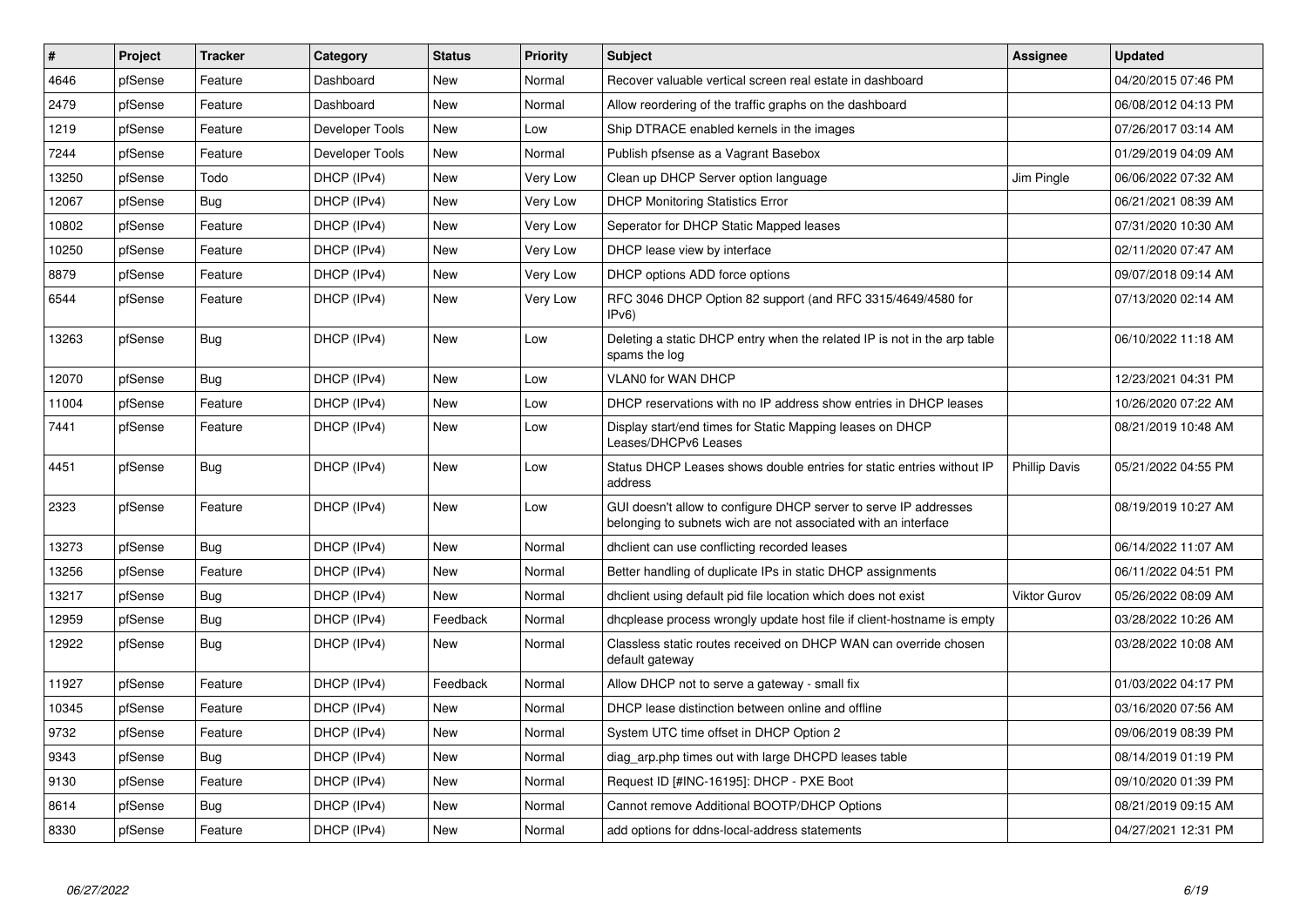| # | Project | Tracker | Category | Status | Priority | Subject | Assignee | Updated |
|---|---|---|---|---|---|---|---|---|
| 4646 | pfSense | Feature | Dashboard | New | Normal | Recover valuable vertical screen real estate in dashboard | | 04/20/2015 07:46 PM |
| 2479 | pfSense | Feature | Dashboard | New | Normal | Allow reordering of the traffic graphs on the dashboard | | 06/08/2012 04:13 PM |
| 1219 | pfSense | Feature | Developer Tools | New | Low | Ship DTRACE enabled kernels in the images | | 07/26/2017 03:14 AM |
| 7244 | pfSense | Feature | Developer Tools | New | Normal | Publish pfsense as a Vagrant Basebox | | 01/29/2019 04:09 AM |
| 13250 | pfSense | Todo | DHCP (IPv4) | New | Very Low | Clean up DHCP Server option language | Jim Pingle | 06/06/2022 07:32 AM |
| 12067 | pfSense | Bug | DHCP (IPv4) | New | Very Low | DHCP Monitoring Statistics Error | | 06/21/2021 08:39 AM |
| 10802 | pfSense | Feature | DHCP (IPv4) | New | Very Low | Seperator for DHCP Static Mapped leases | | 07/31/2020 10:30 AM |
| 10250 | pfSense | Feature | DHCP (IPv4) | New | Very Low | DHCP lease view by interface | | 02/11/2020 07:47 AM |
| 8879 | pfSense | Feature | DHCP (IPv4) | New | Very Low | DHCP options ADD force options | | 09/07/2018 09:14 AM |
| 6544 | pfSense | Feature | DHCP (IPv4) | New | Very Low | RFC 3046 DHCP Option 82 support (and RFC 3315/4649/4580 for IPv6) | | 07/13/2020 02:14 AM |
| 13263 | pfSense | Bug | DHCP (IPv4) | New | Low | Deleting a static DHCP entry when the related IP is not in the arp table spams the log | | 06/10/2022 11:18 AM |
| 12070 | pfSense | Bug | DHCP (IPv4) | New | Low | VLAN0 for WAN DHCP | | 12/23/2021 04:31 PM |
| 11004 | pfSense | Feature | DHCP (IPv4) | New | Low | DHCP reservations with no IP address show entries in DHCP leases | | 10/26/2020 07:22 AM |
| 7441 | pfSense | Feature | DHCP (IPv4) | New | Low | Display start/end times for Static Mapping leases on DHCP Leases/DHCPv6 Leases | | 08/21/2019 10:48 AM |
| 4451 | pfSense | Bug | DHCP (IPv4) | New | Low | Status DHCP Leases shows double entries for static entries without IP address | Phillip Davis | 05/21/2022 04:55 PM |
| 2323 | pfSense | Feature | DHCP (IPv4) | New | Low | GUI doesn't allow to configure DHCP server to serve IP addresses belonging to subnets wich are not associated with an interface | | 08/19/2019 10:27 AM |
| 13273 | pfSense | Bug | DHCP (IPv4) | New | Normal | dhclient can use conflicting recorded leases | | 06/14/2022 11:07 AM |
| 13256 | pfSense | Feature | DHCP (IPv4) | New | Normal | Better handling of duplicate IPs in static DHCP assignments | | 06/11/2022 04:51 PM |
| 13217 | pfSense | Bug | DHCP (IPv4) | New | Normal | dhclient using default pid file location which does not exist | Viktor Gurov | 05/26/2022 08:09 AM |
| 12959 | pfSense | Bug | DHCP (IPv4) | Feedback | Normal | dhcplease process wrongly update host file if client-hostname is empty | | 03/28/2022 10:26 AM |
| 12922 | pfSense | Bug | DHCP (IPv4) | New | Normal | Classless static routes received on DHCP WAN can override chosen default gateway | | 03/28/2022 10:08 AM |
| 11927 | pfSense | Feature | DHCP (IPv4) | Feedback | Normal | Allow DHCP not to serve a gateway - small fix | | 01/03/2022 04:17 PM |
| 10345 | pfSense | Feature | DHCP (IPv4) | New | Normal | DHCP lease distinction between online and offline | | 03/16/2020 07:56 AM |
| 9732 | pfSense | Feature | DHCP (IPv4) | New | Normal | System UTC time offset in DHCP Option 2 | | 09/06/2019 08:39 PM |
| 9343 | pfSense | Bug | DHCP (IPv4) | New | Normal | diag_arp.php times out with large DHCPD leases table | | 08/14/2019 01:19 PM |
| 9130 | pfSense | Feature | DHCP (IPv4) | New | Normal | Request ID [#INC-16195]: DHCP - PXE Boot | | 09/10/2020 01:39 PM |
| 8614 | pfSense | Bug | DHCP (IPv4) | New | Normal | Cannot remove Additional BOOTP/DHCP Options | | 08/21/2019 09:15 AM |
| 8330 | pfSense | Feature | DHCP (IPv4) | New | Normal | add options for ddns-local-address statements | | 04/27/2021 12:31 PM |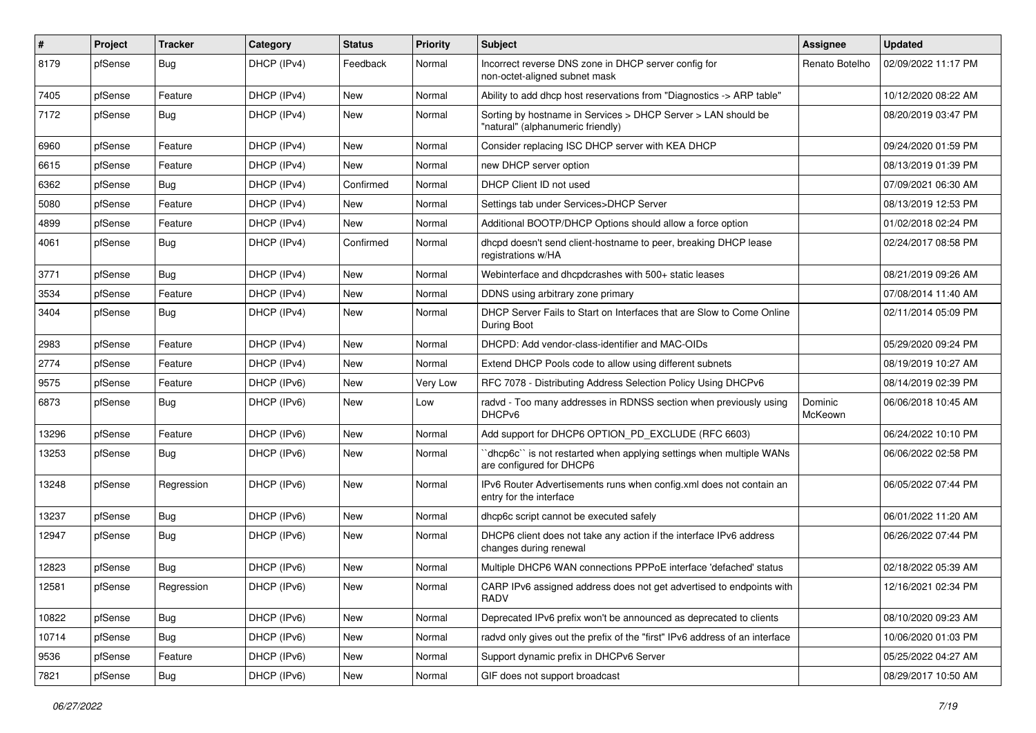| # | Project | Tracker | Category | Status | Priority | Subject | Assignee | Updated |
|---|---|---|---|---|---|---|---|---|
| 8179 | pfSense | Bug | DHCP (IPv4) | Feedback | Normal | Incorrect reverse DNS zone in DHCP server config for non-octet-aligned subnet mask | Renato Botelho | 02/09/2022 11:17 PM |
| 7405 | pfSense | Feature | DHCP (IPv4) | New | Normal | Ability to add dhcp host reservations from "Diagnostics -> ARP table" | | 10/12/2020 08:22 AM |
| 7172 | pfSense | Bug | DHCP (IPv4) | New | Normal | Sorting by hostname in Services > DHCP Server > LAN should be "natural" (alphanumeric friendly) | | 08/20/2019 03:47 PM |
| 6960 | pfSense | Feature | DHCP (IPv4) | New | Normal | Consider replacing ISC DHCP server with KEA DHCP | | 09/24/2020 01:59 PM |
| 6615 | pfSense | Feature | DHCP (IPv4) | New | Normal | new DHCP server option | | 08/13/2019 01:39 PM |
| 6362 | pfSense | Bug | DHCP (IPv4) | Confirmed | Normal | DHCP Client ID not used | | 07/09/2021 06:30 AM |
| 5080 | pfSense | Feature | DHCP (IPv4) | New | Normal | Settings tab under Services>DHCP Server | | 08/13/2019 12:53 PM |
| 4899 | pfSense | Feature | DHCP (IPv4) | New | Normal | Additional BOOTP/DHCP Options should allow a force option | | 01/02/2018 02:24 PM |
| 4061 | pfSense | Bug | DHCP (IPv4) | Confirmed | Normal | dhcpd doesn't send client-hostname to peer, breaking DHCP lease registrations w/HA | | 02/24/2017 08:58 PM |
| 3771 | pfSense | Bug | DHCP (IPv4) | New | Normal | Webinterface and dhcpdcrashes with 500+ static leases | | 08/21/2019 09:26 AM |
| 3534 | pfSense | Feature | DHCP (IPv4) | New | Normal | DDNS using arbitrary zone primary | | 07/08/2014 11:40 AM |
| 3404 | pfSense | Bug | DHCP (IPv4) | New | Normal | DHCP Server Fails to Start on Interfaces that are Slow to Come Online During Boot | | 02/11/2014 05:09 PM |
| 2983 | pfSense | Feature | DHCP (IPv4) | New | Normal | DHCPD: Add vendor-class-identifier and MAC-OIDs | | 05/29/2020 09:24 PM |
| 2774 | pfSense | Feature | DHCP (IPv4) | New | Normal | Extend DHCP Pools code to allow using different subnets | | 08/19/2019 10:27 AM |
| 9575 | pfSense | Feature | DHCP (IPv6) | New | Very Low | RFC 7078 - Distributing Address Selection Policy Using DHCPv6 | | 08/14/2019 02:39 PM |
| 6873 | pfSense | Bug | DHCP (IPv6) | New | Low | radvd - Too many addresses in RDNSS section when previously using DHCPv6 | Dominic McKeown | 06/06/2018 10:45 AM |
| 13296 | pfSense | Feature | DHCP (IPv6) | New | Normal | Add support for DHCP6 OPTION_PD_EXCLUDE (RFC 6603) | | 06/24/2022 10:10 PM |
| 13253 | pfSense | Bug | DHCP (IPv6) | New | Normal | ``dhcp6c`` is not restarted when applying settings when multiple WANs are configured for DHCP6 | | 06/06/2022 02:58 PM |
| 13248 | pfSense | Regression | DHCP (IPv6) | New | Normal | IPv6 Router Advertisements runs when config.xml does not contain an entry for the interface | | 06/05/2022 07:44 PM |
| 13237 | pfSense | Bug | DHCP (IPv6) | New | Normal | dhcp6c script cannot be executed safely | | 06/01/2022 11:20 AM |
| 12947 | pfSense | Bug | DHCP (IPv6) | New | Normal | DHCP6 client does not take any action if the interface IPv6 address changes during renewal | | 06/26/2022 07:44 PM |
| 12823 | pfSense | Bug | DHCP (IPv6) | New | Normal | Multiple DHCP6 WAN connections PPPoE interface 'defached' status | | 02/18/2022 05:39 AM |
| 12581 | pfSense | Regression | DHCP (IPv6) | New | Normal | CARP IPv6 assigned address does not get advertised to endpoints with RADV | | 12/16/2021 02:34 PM |
| 10822 | pfSense | Bug | DHCP (IPv6) | New | Normal | Deprecated IPv6 prefix won't be announced as deprecated to clients | | 08/10/2020 09:23 AM |
| 10714 | pfSense | Bug | DHCP (IPv6) | New | Normal | radvd only gives out the prefix of the "first" IPv6 address of an interface | | 10/06/2020 01:03 PM |
| 9536 | pfSense | Feature | DHCP (IPv6) | New | Normal | Support dynamic prefix in DHCPv6 Server | | 05/25/2022 04:27 AM |
| 7821 | pfSense | Bug | DHCP (IPv6) | New | Normal | GIF does not support broadcast | | 08/29/2017 10:50 AM |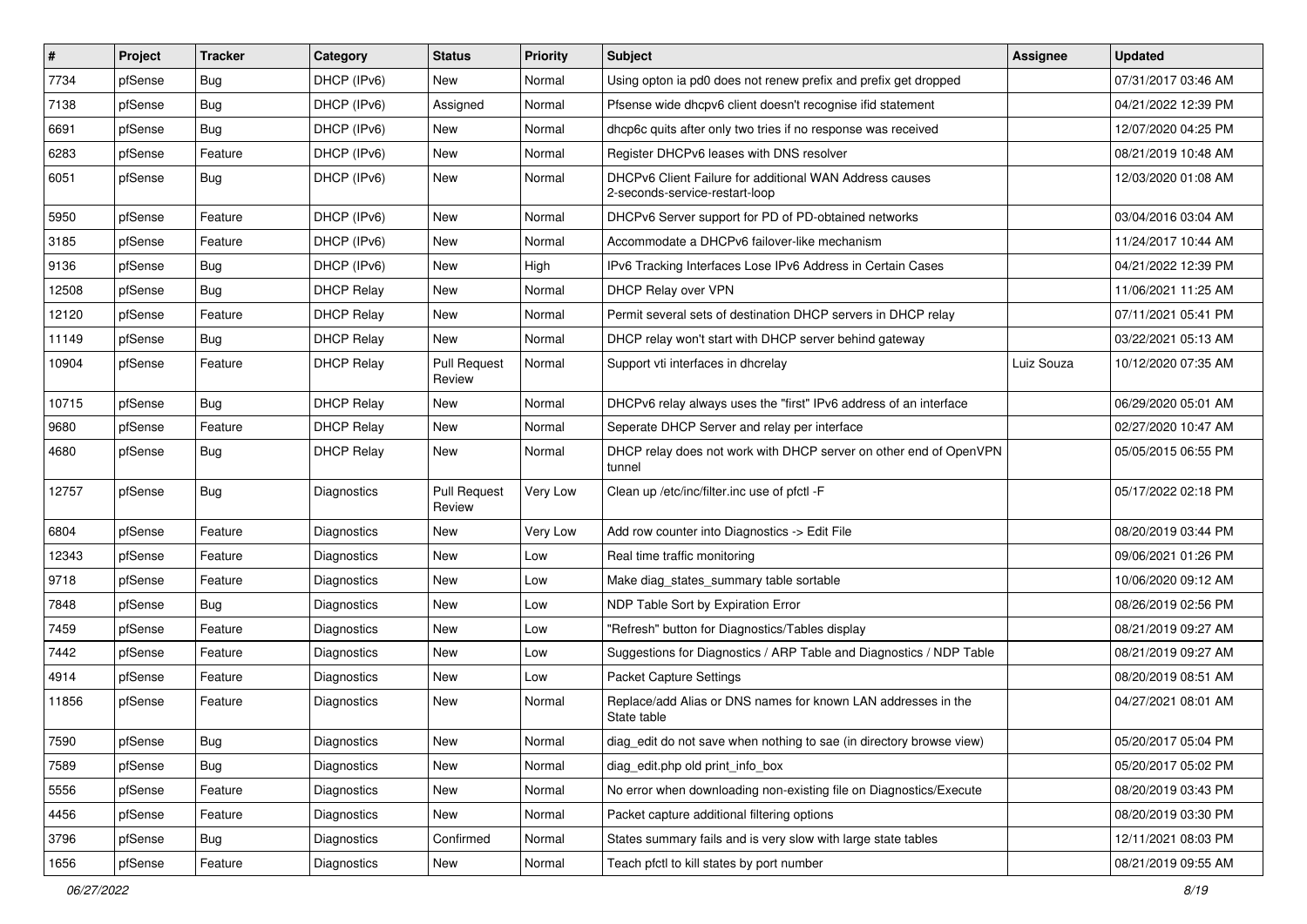| # | Project | Tracker | Category | Status | Priority | Subject | Assignee | Updated |
|---|---|---|---|---|---|---|---|---|
| 7734 | pfSense | Bug | DHCP (IPv6) | New | Normal | Using opton ia pd0 does not renew prefix and prefix get dropped | | 07/31/2017 03:46 AM |
| 7138 | pfSense | Bug | DHCP (IPv6) | Assigned | Normal | Pfsense wide dhcpv6 client doesn't recognise ifid statement | | 04/21/2022 12:39 PM |
| 6691 | pfSense | Bug | DHCP (IPv6) | New | Normal | dhcp6c quits after only two tries if no response was received | | 12/07/2020 04:25 PM |
| 6283 | pfSense | Feature | DHCP (IPv6) | New | Normal | Register DHCPv6 leases with DNS resolver | | 08/21/2019 10:48 AM |
| 6051 | pfSense | Bug | DHCP (IPv6) | New | Normal | DHCPv6 Client Failure for additional WAN Address causes 2-seconds-service-restart-loop | | 12/03/2020 01:08 AM |
| 5950 | pfSense | Feature | DHCP (IPv6) | New | Normal | DHCPv6 Server support for PD of PD-obtained networks | | 03/04/2016 03:04 AM |
| 3185 | pfSense | Feature | DHCP (IPv6) | New | Normal | Accommodate a DHCPv6 failover-like mechanism | | 11/24/2017 10:44 AM |
| 9136 | pfSense | Bug | DHCP (IPv6) | New | High | IPv6 Tracking Interfaces Lose IPv6 Address in Certain Cases | | 04/21/2022 12:39 PM |
| 12508 | pfSense | Bug | DHCP Relay | New | Normal | DHCP Relay over VPN | | 11/06/2021 11:25 AM |
| 12120 | pfSense | Feature | DHCP Relay | New | Normal | Permit several sets of destination DHCP servers in DHCP relay | | 07/11/2021 05:41 PM |
| 11149 | pfSense | Bug | DHCP Relay | New | Normal | DHCP relay won't start with DHCP server behind gateway | | 03/22/2021 05:13 AM |
| 10904 | pfSense | Feature | DHCP Relay | Pull Request Review | Normal | Support vti interfaces in dhcrelay | Luiz Souza | 10/12/2020 07:35 AM |
| 10715 | pfSense | Bug | DHCP Relay | New | Normal | DHCPv6 relay always uses the "first" IPv6 address of an interface | | 06/29/2020 05:01 AM |
| 9680 | pfSense | Feature | DHCP Relay | New | Normal | Seperate DHCP Server and relay per interface | | 02/27/2020 10:47 AM |
| 4680 | pfSense | Bug | DHCP Relay | New | Normal | DHCP relay does not work with DHCP server on other end of OpenVPN tunnel | | 05/05/2015 06:55 PM |
| 12757 | pfSense | Bug | Diagnostics | Pull Request Review | Very Low | Clean up /etc/inc/filter.inc use of pfctl -F | | 05/17/2022 02:18 PM |
| 6804 | pfSense | Feature | Diagnostics | New | Very Low | Add row counter into Diagnostics -> Edit File | | 08/20/2019 03:44 PM |
| 12343 | pfSense | Feature | Diagnostics | New | Low | Real time traffic monitoring | | 09/06/2021 01:26 PM |
| 9718 | pfSense | Feature | Diagnostics | New | Low | Make diag_states_summary table sortable | | 10/06/2020 09:12 AM |
| 7848 | pfSense | Bug | Diagnostics | New | Low | NDP Table Sort by Expiration Error | | 08/26/2019 02:56 PM |
| 7459 | pfSense | Feature | Diagnostics | New | Low | "Refresh" button for Diagnostics/Tables display | | 08/21/2019 09:27 AM |
| 7442 | pfSense | Feature | Diagnostics | New | Low | Suggestions for Diagnostics / ARP Table and Diagnostics / NDP Table | | 08/21/2019 09:27 AM |
| 4914 | pfSense | Feature | Diagnostics | New | Low | Packet Capture Settings | | 08/20/2019 08:51 AM |
| 11856 | pfSense | Feature | Diagnostics | New | Normal | Replace/add Alias or DNS names for known LAN addresses in the State table | | 04/27/2021 08:01 AM |
| 7590 | pfSense | Bug | Diagnostics | New | Normal | diag_edit do not save when nothing to sae (in directory browse view) | | 05/20/2017 05:04 PM |
| 7589 | pfSense | Bug | Diagnostics | New | Normal | diag_edit.php old print_info_box | | 05/20/2017 05:02 PM |
| 5556 | pfSense | Feature | Diagnostics | New | Normal | No error when downloading non-existing file on Diagnostics/Execute | | 08/20/2019 03:43 PM |
| 4456 | pfSense | Feature | Diagnostics | New | Normal | Packet capture additional filtering options | | 08/20/2019 03:30 PM |
| 3796 | pfSense | Bug | Diagnostics | Confirmed | Normal | States summary fails and is very slow with large state tables | | 12/11/2021 08:03 PM |
| 1656 | pfSense | Feature | Diagnostics | New | Normal | Teach pfctl to kill states by port number | | 08/21/2019 09:55 AM |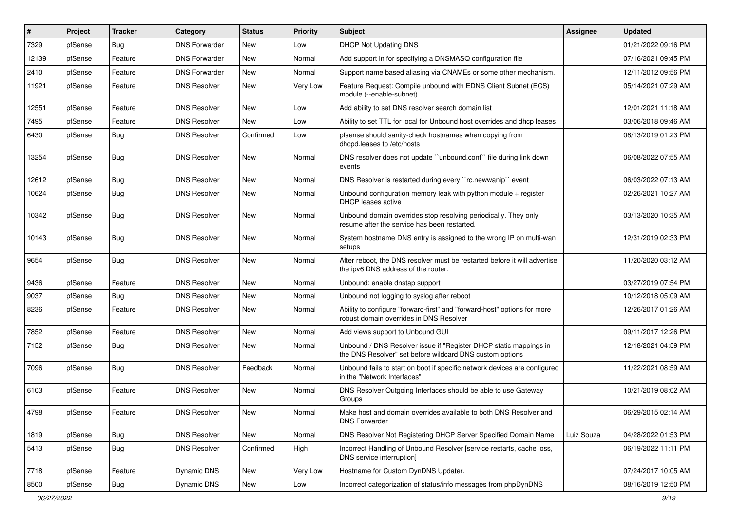| # | Project | Tracker | Category | Status | Priority | Subject | Assignee | Updated |
|---|---|---|---|---|---|---|---|---|
| 7329 | pfSense | Bug | DNS Forwarder | New | Low | DHCP Not Updating DNS | | 01/21/2022 09:16 PM |
| 12139 | pfSense | Feature | DNS Forwarder | New | Normal | Add support in for specifying a DNSMASQ configuration file | | 07/16/2021 09:45 PM |
| 2410 | pfSense | Feature | DNS Forwarder | New | Normal | Support name based aliasing via CNAMEs or some other mechanism. | | 12/11/2012 09:56 PM |
| 11921 | pfSense | Feature | DNS Resolver | New | Very Low | Feature Request: Compile unbound with EDNS Client Subnet (ECS) module (--enable-subnet) | | 05/14/2021 07:29 AM |
| 12551 | pfSense | Feature | DNS Resolver | New | Low | Add ability to set DNS resolver search domain list | | 12/01/2021 11:18 AM |
| 7495 | pfSense | Feature | DNS Resolver | New | Low | Ability to set TTL for local for Unbound host overrides and dhcp leases | | 03/06/2018 09:46 AM |
| 6430 | pfSense | Bug | DNS Resolver | Confirmed | Low | pfsense should sanity-check hostnames when copying from dhcpd.leases to /etc/hosts | | 08/13/2019 01:23 PM |
| 13254 | pfSense | Bug | DNS Resolver | New | Normal | DNS resolver does not update ``unbound.conf`` file during link down events | | 06/08/2022 07:55 AM |
| 12612 | pfSense | Bug | DNS Resolver | New | Normal | DNS Resolver is restarted during every ``rc.newwanip`` event | | 06/03/2022 07:13 AM |
| 10624 | pfSense | Bug | DNS Resolver | New | Normal | Unbound configuration memory leak with python module + register DHCP leases active | | 02/26/2021 10:27 AM |
| 10342 | pfSense | Bug | DNS Resolver | New | Normal | Unbound domain overrides stop resolving periodically. They only resume after the service has been restarted. | | 03/13/2020 10:35 AM |
| 10143 | pfSense | Bug | DNS Resolver | New | Normal | System hostname DNS entry is assigned to the wrong IP on multi-wan setups | | 12/31/2019 02:33 PM |
| 9654 | pfSense | Bug | DNS Resolver | New | Normal | After reboot, the DNS resolver must be restarted before it will advertise the ipv6 DNS address of the router. | | 11/20/2020 03:12 AM |
| 9436 | pfSense | Feature | DNS Resolver | New | Normal | Unbound: enable dnstap support | | 03/27/2019 07:54 PM |
| 9037 | pfSense | Bug | DNS Resolver | New | Normal | Unbound not logging to syslog after reboot | | 10/12/2018 05:09 AM |
| 8236 | pfSense | Feature | DNS Resolver | New | Normal | Ability to configure "forward-first" and "forward-host" options for more robust domain overrides in DNS Resolver | | 12/26/2017 01:26 AM |
| 7852 | pfSense | Feature | DNS Resolver | New | Normal | Add views support to Unbound GUI | | 09/11/2017 12:26 PM |
| 7152 | pfSense | Bug | DNS Resolver | New | Normal | Unbound / DNS Resolver issue if "Register DHCP static mappings in the DNS Resolver" set before wildcard DNS custom options | | 12/18/2021 04:59 PM |
| 7096 | pfSense | Bug | DNS Resolver | Feedback | Normal | Unbound fails to start on boot if specific network devices are configured in the "Network Interfaces" | | 11/22/2021 08:59 AM |
| 6103 | pfSense | Feature | DNS Resolver | New | Normal | DNS Resolver Outgoing Interfaces should be able to use Gateway Groups | | 10/21/2019 08:02 AM |
| 4798 | pfSense | Feature | DNS Resolver | New | Normal | Make host and domain overrides available to both DNS Resolver and DNS Forwarder | | 06/29/2015 02:14 AM |
| 1819 | pfSense | Bug | DNS Resolver | New | Normal | DNS Resolver Not Registering DHCP Server Specified Domain Name | Luiz Souza | 04/28/2022 01:53 PM |
| 5413 | pfSense | Bug | DNS Resolver | Confirmed | High | Incorrect Handling of Unbound Resolver [service restarts, cache loss, DNS service interruption] | | 06/19/2022 11:11 PM |
| 7718 | pfSense | Feature | Dynamic DNS | New | Very Low | Hostname for Custom DynDNS Updater. | | 07/24/2017 10:05 AM |
| 8500 | pfSense | Bug | Dynamic DNS | New | Low | Incorrect categorization of status/info messages from phpDynDNS | | 08/16/2019 12:50 PM |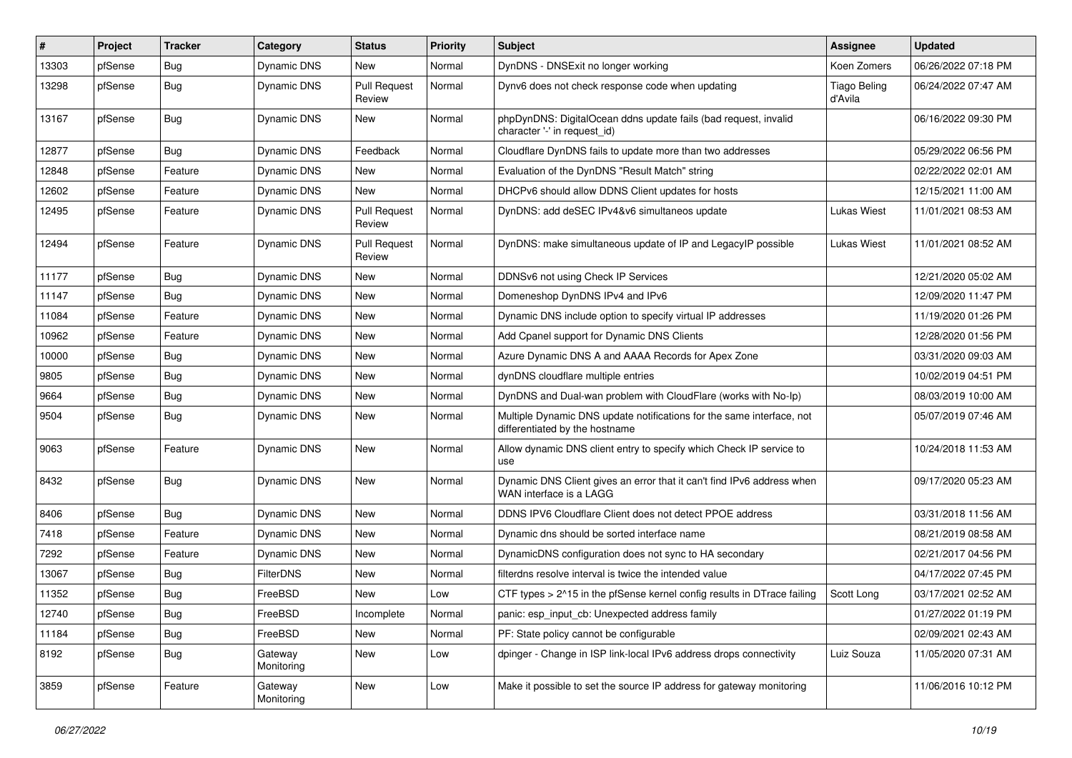| # | Project | Tracker | Category | Status | Priority | Subject | Assignee | Updated |
|---|---|---|---|---|---|---|---|---|
| 13303 | pfSense | Bug | Dynamic DNS | New | Normal | DynDNS - DNSExit no longer working | Koen Zomers | 06/26/2022 07:18 PM |
| 13298 | pfSense | Bug | Dynamic DNS | Pull Request Review | Normal | Dynv6 does not check response code when updating | Tiago Beling d'Avila | 06/24/2022 07:47 AM |
| 13167 | pfSense | Bug | Dynamic DNS | New | Normal | phpDynDNS: DigitalOcean ddns update fails (bad request, invalid character '-' in request_id) | | 06/16/2022 09:30 PM |
| 12877 | pfSense | Bug | Dynamic DNS | Feedback | Normal | Cloudflare DynDNS fails to update more than two addresses | | 05/29/2022 06:56 PM |
| 12848 | pfSense | Feature | Dynamic DNS | New | Normal | Evaluation of the DynDNS "Result Match" string | | 02/22/2022 02:01 AM |
| 12602 | pfSense | Feature | Dynamic DNS | New | Normal | DHCPv6 should allow DDNS Client updates for hosts | | 12/15/2021 11:00 AM |
| 12495 | pfSense | Feature | Dynamic DNS | Pull Request Review | Normal | DynDNS: add deSEC IPv4&v6 simultaneos update | Lukas Wiest | 11/01/2021 08:53 AM |
| 12494 | pfSense | Feature | Dynamic DNS | Pull Request Review | Normal | DynDNS: make simultaneous update of IP and LegacyIP possible | Lukas Wiest | 11/01/2021 08:52 AM |
| 11177 | pfSense | Bug | Dynamic DNS | New | Normal | DDNSv6 not using Check IP Services | | 12/21/2020 05:02 AM |
| 11147 | pfSense | Bug | Dynamic DNS | New | Normal | Domeneshop DynDNS IPv4 and IPv6 | | 12/09/2020 11:47 PM |
| 11084 | pfSense | Feature | Dynamic DNS | New | Normal | Dynamic DNS include option to specify virtual IP addresses | | 11/19/2020 01:26 PM |
| 10962 | pfSense | Feature | Dynamic DNS | New | Normal | Add Cpanel support for Dynamic DNS Clients | | 12/28/2020 01:56 PM |
| 10000 | pfSense | Bug | Dynamic DNS | New | Normal | Azure Dynamic DNS A and AAAA Records for Apex Zone | | 03/31/2020 09:03 AM |
| 9805 | pfSense | Bug | Dynamic DNS | New | Normal | dynDNS cloudflare multiple entries | | 10/02/2019 04:51 PM |
| 9664 | pfSense | Bug | Dynamic DNS | New | Normal | DynDNS and Dual-wan problem with CloudFlare (works with No-Ip) | | 08/03/2019 10:00 AM |
| 9504 | pfSense | Bug | Dynamic DNS | New | Normal | Multiple Dynamic DNS update notifications for the same interface, not differentiated by the hostname | | 05/07/2019 07:46 AM |
| 9063 | pfSense | Feature | Dynamic DNS | New | Normal | Allow dynamic DNS client entry to specify which Check IP service to use | | 10/24/2018 11:53 AM |
| 8432 | pfSense | Bug | Dynamic DNS | New | Normal | Dynamic DNS Client gives an error that it can't find IPv6 address when WAN interface is a LAGG | | 09/17/2020 05:23 AM |
| 8406 | pfSense | Bug | Dynamic DNS | New | Normal | DDNS IPV6 Cloudflare Client does not detect PPOE address | | 03/31/2018 11:56 AM |
| 7418 | pfSense | Feature | Dynamic DNS | New | Normal | Dynamic dns should be sorted interface name | | 08/21/2019 08:58 AM |
| 7292 | pfSense | Feature | Dynamic DNS | New | Normal | DynamicDNS configuration does not sync to HA secondary | | 02/21/2017 04:56 PM |
| 13067 | pfSense | Bug | FilterDNS | New | Normal | filterdns resolve interval is twice the intended value | | 04/17/2022 07:45 PM |
| 11352 | pfSense | Bug | FreeBSD | New | Low | CTF types > 2^15 in the pfSense kernel config results in DTrace failing | Scott Long | 03/17/2021 02:52 AM |
| 12740 | pfSense | Bug | FreeBSD | Incomplete | Normal | panic: esp_input_cb: Unexpected address family | | 01/27/2022 01:19 PM |
| 11184 | pfSense | Bug | FreeBSD | New | Normal | PF: State policy cannot be configurable | | 02/09/2021 02:43 AM |
| 8192 | pfSense | Bug | Gateway Monitoring | New | Low | dpinger - Change in ISP link-local IPv6 address drops connectivity | Luiz Souza | 11/05/2020 07:31 AM |
| 3859 | pfSense | Feature | Gateway Monitoring | New | Low | Make it possible to set the source IP address for gateway monitoring | | 11/06/2016 10:12 PM |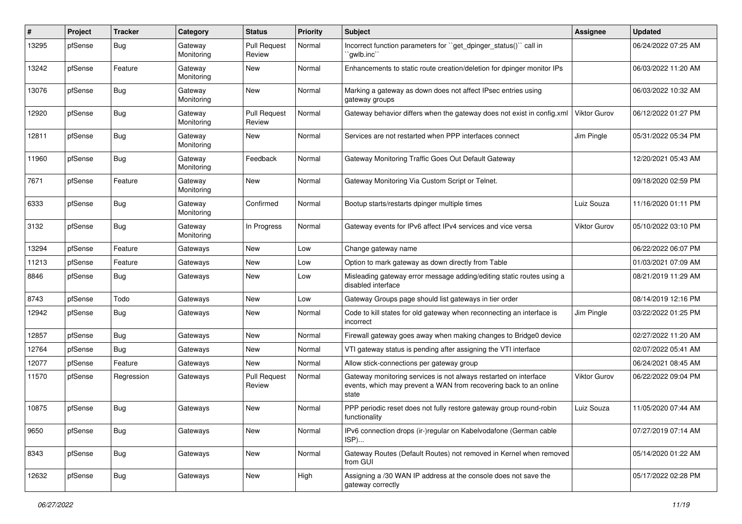| # | Project | Tracker | Category | Status | Priority | Subject | Assignee | Updated |
|---|---|---|---|---|---|---|---|---|
| 13295 | pfSense | Bug | Gateway Monitoring | Pull Request Review | Normal | Incorrect function parameters for ``get_dpinger_status()`` call in ``gwlb.inc`` | | 06/24/2022 07:25 AM |
| 13242 | pfSense | Feature | Gateway Monitoring | New | Normal | Enhancements to static route creation/deletion for dpinger monitor IPs | | 06/03/2022 11:20 AM |
| 13076 | pfSense | Bug | Gateway Monitoring | New | Normal | Marking a gateway as down does not affect IPsec entries using gateway groups | | 06/03/2022 10:32 AM |
| 12920 | pfSense | Bug | Gateway Monitoring | Pull Request Review | Normal | Gateway behavior differs when the gateway does not exist in config.xml | Viktor Gurov | 06/12/2022 01:27 PM |
| 12811 | pfSense | Bug | Gateway Monitoring | New | Normal | Services are not restarted when PPP interfaces connect | Jim Pingle | 05/31/2022 05:34 PM |
| 11960 | pfSense | Bug | Gateway Monitoring | Feedback | Normal | Gateway Monitoring Traffic Goes Out Default Gateway | | 12/20/2021 05:43 AM |
| 7671 | pfSense | Feature | Gateway Monitoring | New | Normal | Gateway Monitoring Via Custom Script or Telnet. | | 09/18/2020 02:59 PM |
| 6333 | pfSense | Bug | Gateway Monitoring | Confirmed | Normal | Bootup starts/restarts dpinger multiple times | Luiz Souza | 11/16/2020 01:11 PM |
| 3132 | pfSense | Bug | Gateway Monitoring | In Progress | Normal | Gateway events for IPv6 affect IPv4 services and vice versa | Viktor Gurov | 05/10/2022 03:10 PM |
| 13294 | pfSense | Feature | Gateways | New | Low | Change gateway name | | 06/22/2022 06:07 PM |
| 11213 | pfSense | Feature | Gateways | New | Low | Option to mark gateway as down directly from Table | | 01/03/2021 07:09 AM |
| 8846 | pfSense | Bug | Gateways | New | Low | Misleading gateway error message adding/editing static routes using a disabled interface | | 08/21/2019 11:29 AM |
| 8743 | pfSense | Todo | Gateways | New | Low | Gateway Groups page should list gateways in tier order | | 08/14/2019 12:16 PM |
| 12942 | pfSense | Bug | Gateways | New | Normal | Code to kill states for old gateway when reconnecting an interface is incorrect | Jim Pingle | 03/22/2022 01:25 PM |
| 12857 | pfSense | Bug | Gateways | New | Normal | Firewall gateway goes away when making changes to Bridge0 device | | 02/27/2022 11:20 AM |
| 12764 | pfSense | Bug | Gateways | New | Normal | VTI gateway status is pending after assigning the VTI interface | | 02/07/2022 05:41 AM |
| 12077 | pfSense | Feature | Gateways | New | Normal | Allow stick-connections per gateway group | | 06/24/2021 08:45 AM |
| 11570 | pfSense | Regression | Gateways | Pull Request Review | Normal | Gateway monitoring services is not always restarted on interface events, which may prevent a WAN from recovering back to an online state | Viktor Gurov | 06/22/2022 09:04 PM |
| 10875 | pfSense | Bug | Gateways | New | Normal | PPP periodic reset does not fully restore gateway group round-robin functionality | Luiz Souza | 11/05/2020 07:44 AM |
| 9650 | pfSense | Bug | Gateways | New | Normal | IPv6 connection drops (ir-)regular on Kabelvodafone (German cable ISP)... | | 07/27/2019 07:14 AM |
| 8343 | pfSense | Bug | Gateways | New | Normal | Gateway Routes (Default Routes) not removed in Kernel when removed from GUI | | 05/14/2020 01:22 AM |
| 12632 | pfSense | Bug | Gateways | New | High | Assigning a /30 WAN IP address at the console does not save the gateway correctly | | 05/17/2022 02:28 PM |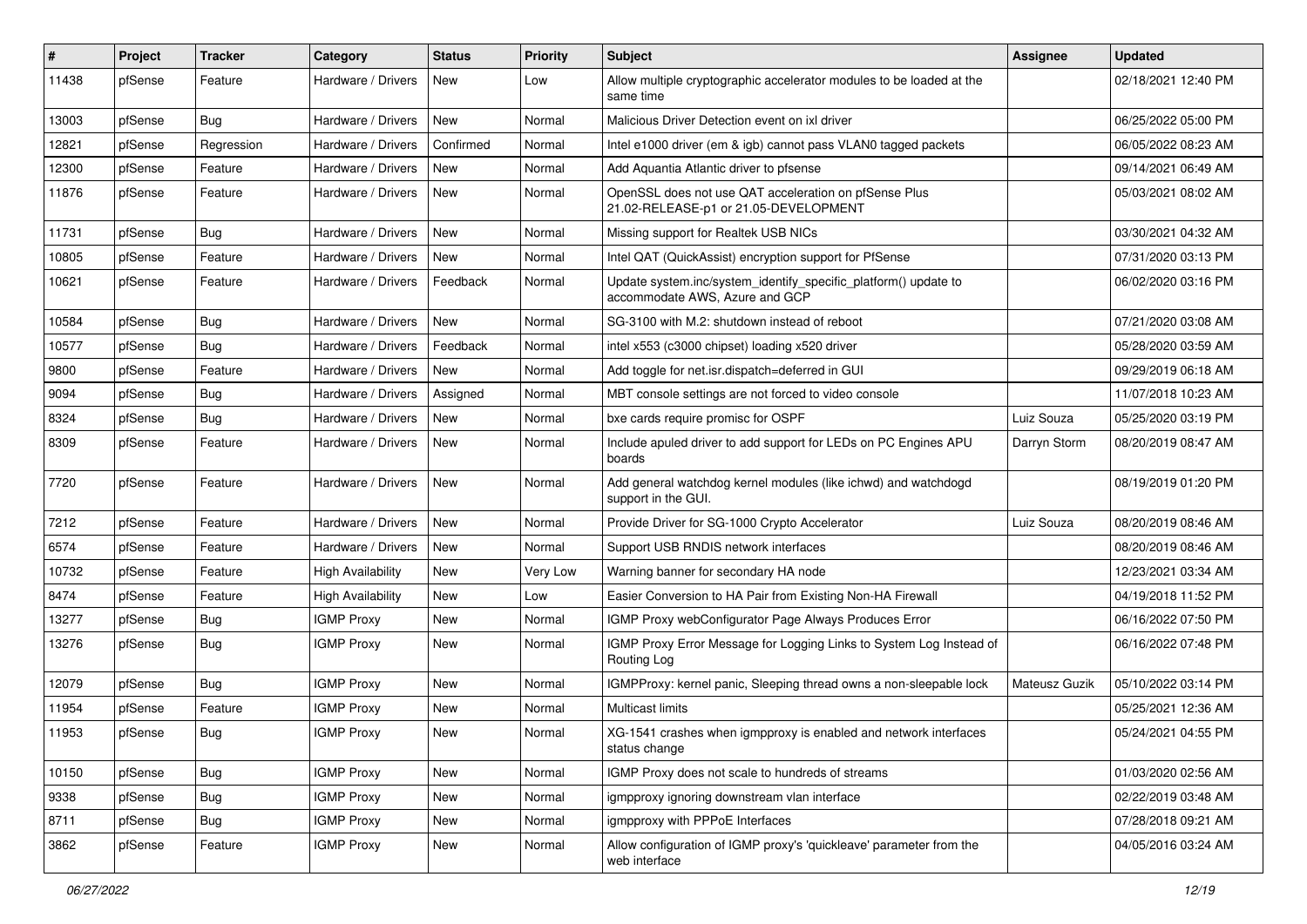| # | Project | Tracker | Category | Status | Priority | Subject | Assignee | Updated |
|---|---|---|---|---|---|---|---|---|
| 11438 | pfSense | Feature | Hardware / Drivers | New | Low | Allow multiple cryptographic accelerator modules to be loaded at the same time | | 02/18/2021 12:40 PM |
| 13003 | pfSense | Bug | Hardware / Drivers | New | Normal | Malicious Driver Detection event on ixl driver | | 06/25/2022 05:00 PM |
| 12821 | pfSense | Regression | Hardware / Drivers | Confirmed | Normal | Intel e1000 driver (em & igb) cannot pass VLAN0 tagged packets | | 06/05/2022 08:23 AM |
| 12300 | pfSense | Feature | Hardware / Drivers | New | Normal | Add Aquantia Atlantic driver to pfsense | | 09/14/2021 06:49 AM |
| 11876 | pfSense | Feature | Hardware / Drivers | New | Normal | OpenSSL does not use QAT acceleration on pfSense Plus 21.02-RELEASE-p1 or 21.05-DEVELOPMENT | | 05/03/2021 08:02 AM |
| 11731 | pfSense | Bug | Hardware / Drivers | New | Normal | Missing support for Realtek USB NICs | | 03/30/2021 04:32 AM |
| 10805 | pfSense | Feature | Hardware / Drivers | New | Normal | Intel QAT (QuickAssist) encryption support for PfSense | | 07/31/2020 03:13 PM |
| 10621 | pfSense | Feature | Hardware / Drivers | Feedback | Normal | Update system.inc/system_identify_specific_platform() update to accommodate AWS, Azure and GCP | | 06/02/2020 03:16 PM |
| 10584 | pfSense | Bug | Hardware / Drivers | New | Normal | SG-3100 with M.2: shutdown instead of reboot | | 07/21/2020 03:08 AM |
| 10577 | pfSense | Bug | Hardware / Drivers | Feedback | Normal | intel x553 (c3000 chipset) loading x520 driver | | 05/28/2020 03:59 AM |
| 9800 | pfSense | Feature | Hardware / Drivers | New | Normal | Add toggle for net.isr.dispatch=deferred in GUI | | 09/29/2019 06:18 AM |
| 9094 | pfSense | Bug | Hardware / Drivers | Assigned | Normal | MBT console settings are not forced to video console | | 11/07/2018 10:23 AM |
| 8324 | pfSense | Bug | Hardware / Drivers | New | Normal | bxe cards require promisc for OSPF | Luiz Souza | 05/25/2020 03:19 PM |
| 8309 | pfSense | Feature | Hardware / Drivers | New | Normal | Include apuled driver to add support for LEDs on PC Engines APU boards | Darryn Storm | 08/20/2019 08:47 AM |
| 7720 | pfSense | Feature | Hardware / Drivers | New | Normal | Add general watchdog kernel modules (like ichwd) and watchdogd support in the GUI. | | 08/19/2019 01:20 PM |
| 7212 | pfSense | Feature | Hardware / Drivers | New | Normal | Provide Driver for SG-1000 Crypto Accelerator | Luiz Souza | 08/20/2019 08:46 AM |
| 6574 | pfSense | Feature | Hardware / Drivers | New | Normal | Support USB RNDIS network interfaces | | 08/20/2019 08:46 AM |
| 10732 | pfSense | Feature | High Availability | New | Very Low | Warning banner for secondary HA node | | 12/23/2021 03:34 AM |
| 8474 | pfSense | Feature | High Availability | New | Low | Easier Conversion to HA Pair from Existing Non-HA Firewall | | 04/19/2018 11:52 PM |
| 13277 | pfSense | Bug | IGMP Proxy | New | Normal | IGMP Proxy webConfigurator Page Always Produces Error | | 06/16/2022 07:50 PM |
| 13276 | pfSense | Bug | IGMP Proxy | New | Normal | IGMP Proxy Error Message for Logging Links to System Log Instead of Routing Log | | 06/16/2022 07:48 PM |
| 12079 | pfSense | Bug | IGMP Proxy | New | Normal | IGMPProxy: kernel panic, Sleeping thread owns a non-sleepable lock | Mateusz Guzik | 05/10/2022 03:14 PM |
| 11954 | pfSense | Feature | IGMP Proxy | New | Normal | Multicast limits | | 05/25/2021 12:36 AM |
| 11953 | pfSense | Bug | IGMP Proxy | New | Normal | XG-1541 crashes when igmpproxy is enabled and network interfaces status change | | 05/24/2021 04:55 PM |
| 10150 | pfSense | Bug | IGMP Proxy | New | Normal | IGMP Proxy does not scale to hundreds of streams | | 01/03/2020 02:56 AM |
| 9338 | pfSense | Bug | IGMP Proxy | New | Normal | igmpproxy ignoring downstream vlan interface | | 02/22/2019 03:48 AM |
| 8711 | pfSense | Bug | IGMP Proxy | New | Normal | igmpproxy with PPPoE Interfaces | | 07/28/2018 09:21 AM |
| 3862 | pfSense | Feature | IGMP Proxy | New | Normal | Allow configuration of IGMP proxy's 'quickleave' parameter from the web interface | | 04/05/2016 03:24 AM |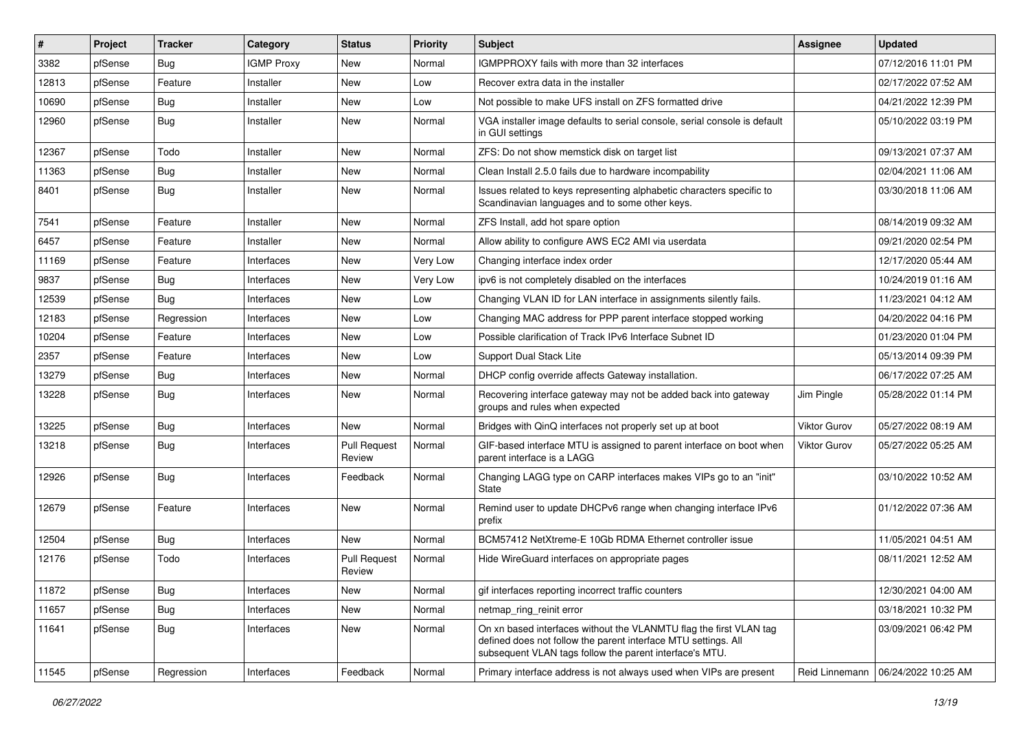| # | Project | Tracker | Category | Status | Priority | Subject | Assignee | Updated |
|---|---|---|---|---|---|---|---|---|
| 3382 | pfSense | Bug | IGMP Proxy | New | Normal | IGMPPROXY fails with more than 32 interfaces | | 07/12/2016 11:01 PM |
| 12813 | pfSense | Feature | Installer | New | Low | Recover extra data in the installer | | 02/17/2022 07:52 AM |
| 10690 | pfSense | Bug | Installer | New | Low | Not possible to make UFS install on ZFS formatted drive | | 04/21/2022 12:39 PM |
| 12960 | pfSense | Bug | Installer | New | Normal | VGA installer image defaults to serial console, serial console is default in GUI settings | | 05/10/2022 03:19 PM |
| 12367 | pfSense | Todo | Installer | New | Normal | ZFS: Do not show memstick disk on target list | | 09/13/2021 07:37 AM |
| 11363 | pfSense | Bug | Installer | New | Normal | Clean Install 2.5.0 fails due to hardware incompability | | 02/04/2021 11:06 AM |
| 8401 | pfSense | Bug | Installer | New | Normal | Issues related to keys representing alphabetic characters specific to Scandinavian languages and to some other keys. | | 03/30/2018 11:06 AM |
| 7541 | pfSense | Feature | Installer | New | Normal | ZFS Install, add hot spare option | | 08/14/2019 09:32 AM |
| 6457 | pfSense | Feature | Installer | New | Normal | Allow ability to configure AWS EC2 AMI via userdata | | 09/21/2020 02:54 PM |
| 11169 | pfSense | Feature | Interfaces | New | Very Low | Changing interface index order | | 12/17/2020 05:44 AM |
| 9837 | pfSense | Bug | Interfaces | New | Very Low | ipv6 is not completely disabled on the interfaces | | 10/24/2019 01:16 AM |
| 12539 | pfSense | Bug | Interfaces | New | Low | Changing VLAN ID for LAN interface in assignments silently fails. | | 11/23/2021 04:12 AM |
| 12183 | pfSense | Regression | Interfaces | New | Low | Changing MAC address for PPP parent interface stopped working | | 04/20/2022 04:16 PM |
| 10204 | pfSense | Feature | Interfaces | New | Low | Possible clarification of Track IPv6 Interface Subnet ID | | 01/23/2020 01:04 PM |
| 2357 | pfSense | Feature | Interfaces | New | Low | Support Dual Stack Lite | | 05/13/2014 09:39 PM |
| 13279 | pfSense | Bug | Interfaces | New | Normal | DHCP config override affects Gateway installation. | | 06/17/2022 07:25 AM |
| 13228 | pfSense | Bug | Interfaces | New | Normal | Recovering interface gateway may not be added back into gateway groups and rules when expected | Jim Pingle | 05/28/2022 01:14 PM |
| 13225 | pfSense | Bug | Interfaces | New | Normal | Bridges with QinQ interfaces not properly set up at boot | Viktor Gurov | 05/27/2022 08:19 AM |
| 13218 | pfSense | Bug | Interfaces | Pull Request Review | Normal | GIF-based interface MTU is assigned to parent interface on boot when parent interface is a LAGG | Viktor Gurov | 05/27/2022 05:25 AM |
| 12926 | pfSense | Bug | Interfaces | Feedback | Normal | Changing LAGG type on CARP interfaces makes VIPs go to an "init" State | | 03/10/2022 10:52 AM |
| 12679 | pfSense | Feature | Interfaces | New | Normal | Remind user to update DHCPv6 range when changing interface IPv6 prefix | | 01/12/2022 07:36 AM |
| 12504 | pfSense | Bug | Interfaces | New | Normal | BCM57412 NetXtreme-E 10Gb RDMA Ethernet controller issue | | 11/05/2021 04:51 AM |
| 12176 | pfSense | Todo | Interfaces | Pull Request Review | Normal | Hide WireGuard interfaces on appropriate pages | | 08/11/2021 12:52 AM |
| 11872 | pfSense | Bug | Interfaces | New | Normal | gif interfaces reporting incorrect traffic counters | | 12/30/2021 04:00 AM |
| 11657 | pfSense | Bug | Interfaces | New | Normal | netmap_ring_reinit error | | 03/18/2021 10:32 PM |
| 11641 | pfSense | Bug | Interfaces | New | Normal | On xn based interfaces without the VLANMTU flag the first VLAN tag defined does not follow the parent interface MTU settings. All subsequent VLAN tags follow the parent interface's MTU. | | 03/09/2021 06:42 PM |
| 11545 | pfSense | Regression | Interfaces | Feedback | Normal | Primary interface address is not always used when VIPs are present | Reid Linnemann | 06/24/2022 10:25 AM |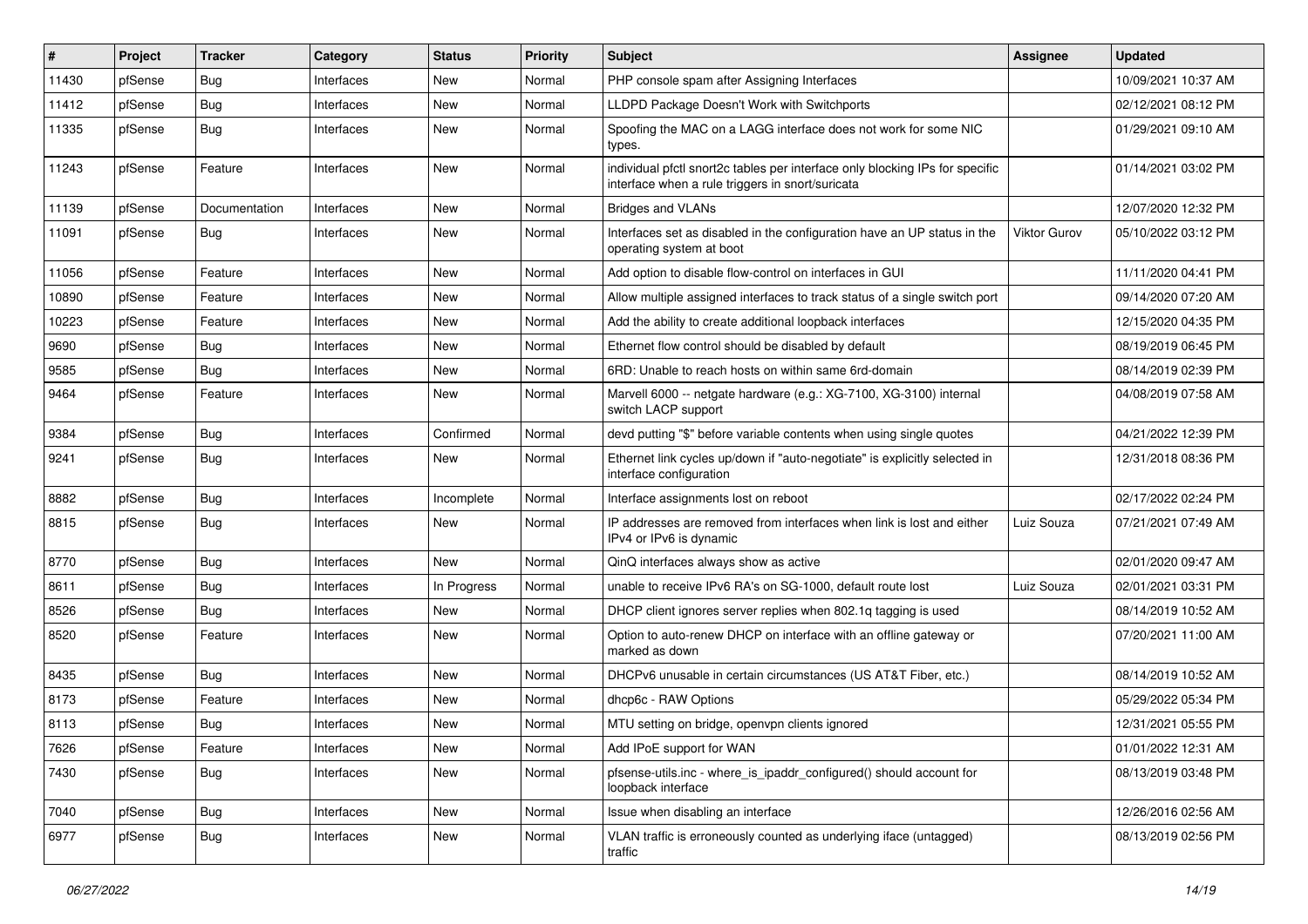| # | Project | Tracker | Category | Status | Priority | Subject | Assignee | Updated |
|---|---|---|---|---|---|---|---|---|
| 11430 | pfSense | Bug | Interfaces | New | Normal | PHP console spam after Assigning Interfaces | | 10/09/2021 10:37 AM |
| 11412 | pfSense | Bug | Interfaces | New | Normal | LLDPD Package Doesn't Work with Switchports | | 02/12/2021 08:12 PM |
| 11335 | pfSense | Bug | Interfaces | New | Normal | Spoofing the MAC on a LAGG interface does not work for some NIC types. | | 01/29/2021 09:10 AM |
| 11243 | pfSense | Feature | Interfaces | New | Normal | individual pfctl snort2c tables per interface only blocking IPs for specific interface when a rule triggers in snort/suricata | | 01/14/2021 03:02 PM |
| 11139 | pfSense | Documentation | Interfaces | New | Normal | Bridges and VLANs | | 12/07/2020 12:32 PM |
| 11091 | pfSense | Bug | Interfaces | New | Normal | Interfaces set as disabled in the configuration have an UP status in the operating system at boot | Viktor Gurov | 05/10/2022 03:12 PM |
| 11056 | pfSense | Feature | Interfaces | New | Normal | Add option to disable flow-control on interfaces in GUI | | 11/11/2020 04:41 PM |
| 10890 | pfSense | Feature | Interfaces | New | Normal | Allow multiple assigned interfaces to track status of a single switch port | | 09/14/2020 07:20 AM |
| 10223 | pfSense | Feature | Interfaces | New | Normal | Add the ability to create additional loopback interfaces | | 12/15/2020 04:35 PM |
| 9690 | pfSense | Bug | Interfaces | New | Normal | Ethernet flow control should be disabled by default | | 08/19/2019 06:45 PM |
| 9585 | pfSense | Bug | Interfaces | New | Normal | 6RD: Unable to reach hosts on within same 6rd-domain | | 08/14/2019 02:39 PM |
| 9464 | pfSense | Feature | Interfaces | New | Normal | Marvell 6000 -- netgate hardware (e.g.: XG-7100, XG-3100) internal switch LACP support | | 04/08/2019 07:58 AM |
| 9384 | pfSense | Bug | Interfaces | Confirmed | Normal | devd putting "$" before variable contents when using single quotes | | 04/21/2022 12:39 PM |
| 9241 | pfSense | Bug | Interfaces | New | Normal | Ethernet link cycles up/down if "auto-negotiate" is explicitly selected in interface configuration | | 12/31/2018 08:36 PM |
| 8882 | pfSense | Bug | Interfaces | Incomplete | Normal | Interface assignments lost on reboot | | 02/17/2022 02:24 PM |
| 8815 | pfSense | Bug | Interfaces | New | Normal | IP addresses are removed from interfaces when link is lost and either IPv4 or IPv6 is dynamic | Luiz Souza | 07/21/2021 07:49 AM |
| 8770 | pfSense | Bug | Interfaces | New | Normal | QinQ interfaces always show as active | | 02/01/2020 09:47 AM |
| 8611 | pfSense | Bug | Interfaces | In Progress | Normal | unable to receive IPv6 RA's on SG-1000, default route lost | Luiz Souza | 02/01/2021 03:31 PM |
| 8526 | pfSense | Bug | Interfaces | New | Normal | DHCP client ignores server replies when 802.1q tagging is used | | 08/14/2019 10:52 AM |
| 8520 | pfSense | Feature | Interfaces | New | Normal | Option to auto-renew DHCP on interface with an offline gateway or marked as down | | 07/20/2021 11:00 AM |
| 8435 | pfSense | Bug | Interfaces | New | Normal | DHCPv6 unusable in certain circumstances (US AT&T Fiber, etc.) | | 08/14/2019 10:52 AM |
| 8173 | pfSense | Feature | Interfaces | New | Normal | dhcp6c - RAW Options | | 05/29/2022 05:34 PM |
| 8113 | pfSense | Bug | Interfaces | New | Normal | MTU setting on bridge, openvpn clients ignored | | 12/31/2021 05:55 PM |
| 7626 | pfSense | Feature | Interfaces | New | Normal | Add IPoE support for WAN | | 01/01/2022 12:31 AM |
| 7430 | pfSense | Bug | Interfaces | New | Normal | pfsense-utils.inc - where_is_ipaddr_configured() should account for loopback interface | | 08/13/2019 03:48 PM |
| 7040 | pfSense | Bug | Interfaces | New | Normal | Issue when disabling an interface | | 12/26/2016 02:56 AM |
| 6977 | pfSense | Bug | Interfaces | New | Normal | VLAN traffic is erroneously counted as underlying iface (untagged) traffic | | 08/13/2019 02:56 PM |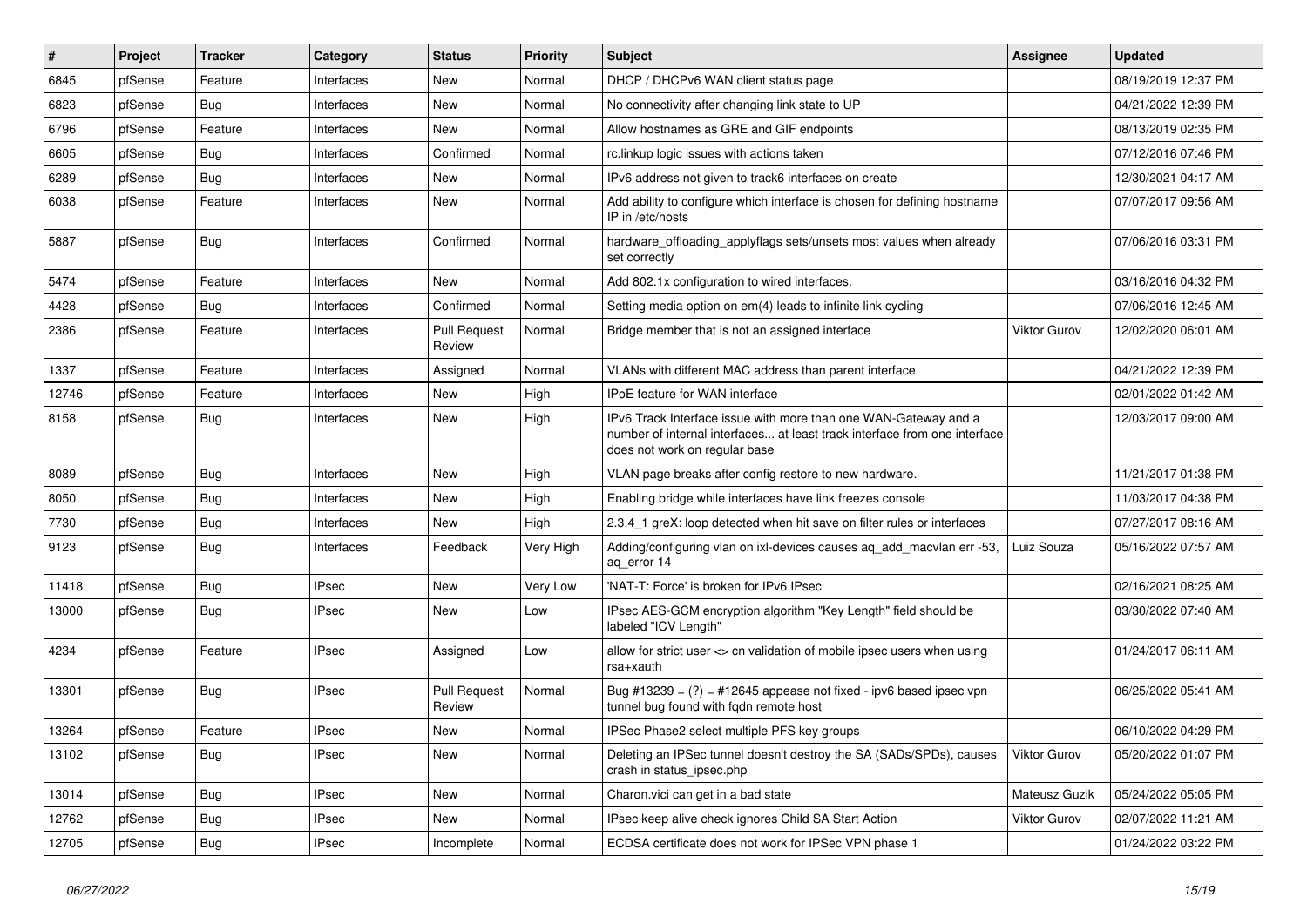| # | Project | Tracker | Category | Status | Priority | Subject | Assignee | Updated |
|---|---|---|---|---|---|---|---|---|
| 6845 | pfSense | Feature | Interfaces | New | Normal | DHCP / DHCPv6 WAN client status page | | 08/19/2019 12:37 PM |
| 6823 | pfSense | Bug | Interfaces | New | Normal | No connectivity after changing link state to UP | | 04/21/2022 12:39 PM |
| 6796 | pfSense | Feature | Interfaces | New | Normal | Allow hostnames as GRE and GIF endpoints | | 08/13/2019 02:35 PM |
| 6605 | pfSense | Bug | Interfaces | Confirmed | Normal | rc.linkup logic issues with actions taken | | 07/12/2016 07:46 PM |
| 6289 | pfSense | Bug | Interfaces | New | Normal | IPv6 address not given to track6 interfaces on create | | 12/30/2021 04:17 AM |
| 6038 | pfSense | Feature | Interfaces | New | Normal | Add ability to configure which interface is chosen for defining hostname IP in /etc/hosts | | 07/07/2017 09:56 AM |
| 5887 | pfSense | Bug | Interfaces | Confirmed | Normal | hardware_offloading_applyflags sets/unsets most values when already set correctly | | 07/06/2016 03:31 PM |
| 5474 | pfSense | Feature | Interfaces | New | Normal | Add 802.1x configuration to wired interfaces. | | 03/16/2016 04:32 PM |
| 4428 | pfSense | Bug | Interfaces | Confirmed | Normal | Setting media option on em(4) leads to infinite link cycling | | 07/06/2016 12:45 AM |
| 2386 | pfSense | Feature | Interfaces | Pull Request Review | Normal | Bridge member that is not an assigned interface | Viktor Gurov | 12/02/2020 06:01 AM |
| 1337 | pfSense | Feature | Interfaces | Assigned | Normal | VLANs with different MAC address than parent interface | | 04/21/2022 12:39 PM |
| 12746 | pfSense | Feature | Interfaces | New | High | IPoE feature for WAN interface | | 02/01/2022 01:42 AM |
| 8158 | pfSense | Bug | Interfaces | New | High | IPv6 Track Interface issue with more than one WAN-Gateway and a number of internal interfaces... at least track interface from one interface does not work on regular base | | 12/03/2017 09:00 AM |
| 8089 | pfSense | Bug | Interfaces | New | High | VLAN page breaks after config restore to new hardware. | | 11/21/2017 01:38 PM |
| 8050 | pfSense | Bug | Interfaces | New | High | Enabling bridge while interfaces have link freezes console | | 11/03/2017 04:38 PM |
| 7730 | pfSense | Bug | Interfaces | New | High | 2.3.4_1 greX: loop detected when hit save on filter rules or interfaces | | 07/27/2017 08:16 AM |
| 9123 | pfSense | Bug | Interfaces | Feedback | Very High | Adding/configuring vlan on ixl-devices causes aq_add_macvlan err -53, aq_error 14 | Luiz Souza | 05/16/2022 07:57 AM |
| 11418 | pfSense | Bug | IPsec | New | Very Low | 'NAT-T: Force' is broken for IPv6 IPsec | | 02/16/2021 08:25 AM |
| 13000 | pfSense | Bug | IPsec | New | Low | IPsec AES-GCM encryption algorithm "Key Length" field should be labeled "ICV Length" | | 03/30/2022 07:40 AM |
| 4234 | pfSense | Feature | IPsec | Assigned | Low | allow for strict user <> cn validation of mobile ipsec users when using rsa+xauth | | 01/24/2017 06:11 AM |
| 13301 | pfSense | Bug | IPsec | Pull Request Review | Normal | Bug #13239 = (?) = #12645 appease not fixed - ipv6 based ipsec vpn tunnel bug found with fqdn remote host | | 06/25/2022 05:41 AM |
| 13264 | pfSense | Feature | IPsec | New | Normal | IPSec Phase2 select multiple PFS key groups | | 06/10/2022 04:29 PM |
| 13102 | pfSense | Bug | IPsec | New | Normal | Deleting an IPSec tunnel doesn't destroy the SA (SADs/SPDs), causes crash in status_ipsec.php | Viktor Gurov | 05/20/2022 01:07 PM |
| 13014 | pfSense | Bug | IPsec | New | Normal | Charon.vici can get in a bad state | Mateusz Guzik | 05/24/2022 05:05 PM |
| 12762 | pfSense | Bug | IPsec | New | Normal | IPsec keep alive check ignores Child SA Start Action | Viktor Gurov | 02/07/2022 11:21 AM |
| 12705 | pfSense | Bug | IPsec | Incomplete | Normal | ECDSA certificate does not work for IPSec VPN phase 1 | | 01/24/2022 03:22 PM |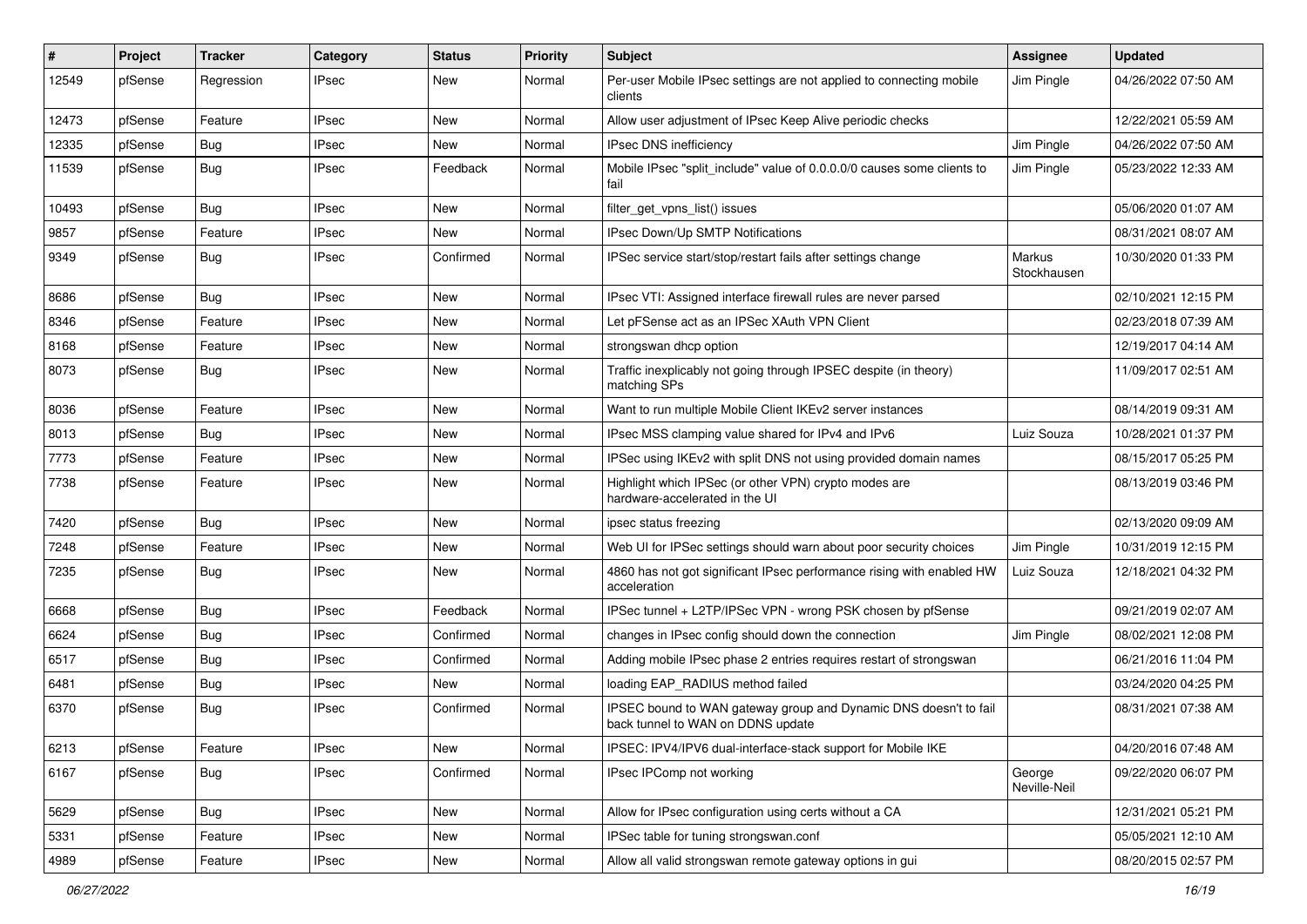| # | Project | Tracker | Category | Status | Priority | Subject | Assignee | Updated |
|---|---|---|---|---|---|---|---|---|
| 12549 | pfSense | Regression | IPsec | New | Normal | Per-user Mobile IPsec settings are not applied to connecting mobile clients | Jim Pingle | 04/26/2022 07:50 AM |
| 12473 | pfSense | Feature | IPsec | New | Normal | Allow user adjustment of IPsec Keep Alive periodic checks | | 12/22/2021 05:59 AM |
| 12335 | pfSense | Bug | IPsec | New | Normal | IPsec DNS inefficiency | Jim Pingle | 04/26/2022 07:50 AM |
| 11539 | pfSense | Bug | IPsec | Feedback | Normal | Mobile IPsec "split_include" value of 0.0.0.0/0 causes some clients to fail | Jim Pingle | 05/23/2022 12:33 AM |
| 10493 | pfSense | Bug | IPsec | New | Normal | filter_get_vpns_list() issues | | 05/06/2020 01:07 AM |
| 9857 | pfSense | Feature | IPsec | New | Normal | IPsec Down/Up SMTP Notifications | | 08/31/2021 08:07 AM |
| 9349 | pfSense | Bug | IPsec | Confirmed | Normal | IPSec service start/stop/restart fails after settings change | Markus Stockhausen | 10/30/2020 01:33 PM |
| 8686 | pfSense | Bug | IPsec | New | Normal | IPsec VTI: Assigned interface firewall rules are never parsed | | 02/10/2021 12:15 PM |
| 8346 | pfSense | Feature | IPsec | New | Normal | Let pFSense act as an IPSec XAuth VPN Client | | 02/23/2018 07:39 AM |
| 8168 | pfSense | Feature | IPsec | New | Normal | strongswan dhcp option | | 12/19/2017 04:14 AM |
| 8073 | pfSense | Bug | IPsec | New | Normal | Traffic inexplicably not going through IPSEC despite (in theory) matching SPs | | 11/09/2017 02:51 AM |
| 8036 | pfSense | Feature | IPsec | New | Normal | Want to run multiple Mobile Client IKEv2 server instances | | 08/14/2019 09:31 AM |
| 8013 | pfSense | Bug | IPsec | New | Normal | IPsec MSS clamping value shared for IPv4 and IPv6 | Luiz Souza | 10/28/2021 01:37 PM |
| 7773 | pfSense | Feature | IPsec | New | Normal | IPSec using IKEv2 with split DNS not using provided domain names | | 08/15/2017 05:25 PM |
| 7738 | pfSense | Feature | IPsec | New | Normal | Highlight which IPSec (or other VPN) crypto modes are hardware-accelerated in the UI | | 08/13/2019 03:46 PM |
| 7420 | pfSense | Bug | IPsec | New | Normal | ipsec status freezing | | 02/13/2020 09:09 AM |
| 7248 | pfSense | Feature | IPsec | New | Normal | Web UI for IPSec settings should warn about poor security choices | Jim Pingle | 10/31/2019 12:15 PM |
| 7235 | pfSense | Bug | IPsec | New | Normal | 4860 has not got significant IPsec performance rising with enabled HW acceleration | Luiz Souza | 12/18/2021 04:32 PM |
| 6668 | pfSense | Bug | IPsec | Feedback | Normal | IPSec tunnel + L2TP/IPSec VPN - wrong PSK chosen by pfSense | | 09/21/2019 02:07 AM |
| 6624 | pfSense | Bug | IPsec | Confirmed | Normal | changes in IPsec config should down the connection | Jim Pingle | 08/02/2021 12:08 PM |
| 6517 | pfSense | Bug | IPsec | Confirmed | Normal | Adding mobile IPsec phase 2 entries requires restart of strongswan | | 06/21/2016 11:04 PM |
| 6481 | pfSense | Bug | IPsec | New | Normal | loading EAP_RADIUS method failed | | 03/24/2020 04:25 PM |
| 6370 | pfSense | Bug | IPsec | Confirmed | Normal | IPSEC bound to WAN gateway group and Dynamic DNS doesn't to fail back tunnel to WAN on DDNS update | | 08/31/2021 07:38 AM |
| 6213 | pfSense | Feature | IPsec | New | Normal | IPSEC: IPV4/IPV6 dual-interface-stack support for Mobile IKE | | 04/20/2016 07:48 AM |
| 6167 | pfSense | Bug | IPsec | Confirmed | Normal | IPsec IPComp not working | George Neville-Neil | 09/22/2020 06:07 PM |
| 5629 | pfSense | Bug | IPsec | New | Normal | Allow for IPsec configuration using certs without a CA | | 12/31/2021 05:21 PM |
| 5331 | pfSense | Feature | IPsec | New | Normal | IPSec table for tuning strongswan.conf | | 05/05/2021 12:10 AM |
| 4989 | pfSense | Feature | IPsec | New | Normal | Allow all valid strongswan remote gateway options in gui | | 08/20/2015 02:57 PM |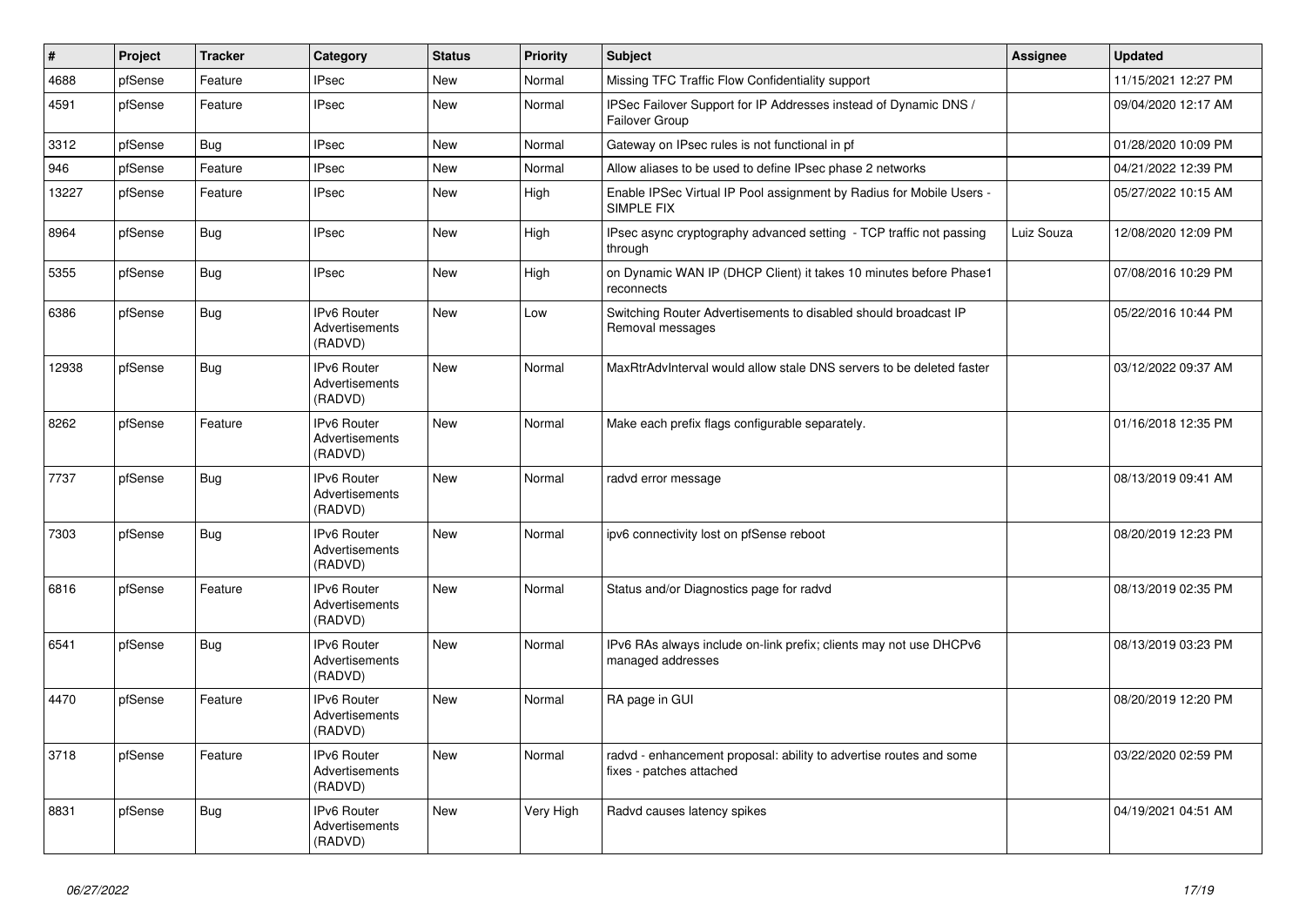| # | Project | Tracker | Category | Status | Priority | Subject | Assignee | Updated |
|---|---|---|---|---|---|---|---|---|
| 4688 | pfSense | Feature | IPsec | New | Normal | Missing TFC Traffic Flow Confidentiality support | | 11/15/2021 12:27 PM |
| 4591 | pfSense | Feature | IPsec | New | Normal | IPSec Failover Support for IP Addresses instead of Dynamic DNS / Failover Group | | 09/04/2020 12:17 AM |
| 3312 | pfSense | Bug | IPsec | New | Normal | Gateway on IPsec rules is not functional in pf | | 01/28/2020 10:09 PM |
| 946 | pfSense | Feature | IPsec | New | Normal | Allow aliases to be used to define IPsec phase 2 networks | | 04/21/2022 12:39 PM |
| 13227 | pfSense | Feature | IPsec | New | High | Enable IPSec Virtual IP Pool assignment by Radius for Mobile Users - SIMPLE FIX | | 05/27/2022 10:15 AM |
| 8964 | pfSense | Bug | IPsec | New | High | IPsec async cryptography advanced setting - TCP traffic not passing through | Luiz Souza | 12/08/2020 12:09 PM |
| 5355 | pfSense | Bug | IPsec | New | High | on Dynamic WAN IP (DHCP Client) it takes 10 minutes before Phase1 reconnects | | 07/08/2016 10:29 PM |
| 6386 | pfSense | Bug | IPv6 Router Advertisements (RADVD) | New | Low | Switching Router Advertisements to disabled should broadcast IP Removal messages | | 05/22/2016 10:44 PM |
| 12938 | pfSense | Bug | IPv6 Router Advertisements (RADVD) | New | Normal | MaxRtrAdvInterval would allow stale DNS servers to be deleted faster | | 03/12/2022 09:37 AM |
| 8262 | pfSense | Feature | IPv6 Router Advertisements (RADVD) | New | Normal | Make each prefix flags configurable separately. | | 01/16/2018 12:35 PM |
| 7737 | pfSense | Bug | IPv6 Router Advertisements (RADVD) | New | Normal | radvd error message | | 08/13/2019 09:41 AM |
| 7303 | pfSense | Bug | IPv6 Router Advertisements (RADVD) | New | Normal | ipv6 connectivity lost on pfSense reboot | | 08/20/2019 12:23 PM |
| 6816 | pfSense | Feature | IPv6 Router Advertisements (RADVD) | New | Normal | Status and/or Diagnostics page for radvd | | 08/13/2019 02:35 PM |
| 6541 | pfSense | Bug | IPv6 Router Advertisements (RADVD) | New | Normal | IPv6 RAs always include on-link prefix; clients may not use DHCPv6 managed addresses | | 08/13/2019 03:23 PM |
| 4470 | pfSense | Feature | IPv6 Router Advertisements (RADVD) | New | Normal | RA page in GUI | | 08/20/2019 12:20 PM |
| 3718 | pfSense | Feature | IPv6 Router Advertisements (RADVD) | New | Normal | radvd - enhancement proposal: ability to advertise routes and some fixes - patches attached | | 03/22/2020 02:59 PM |
| 8831 | pfSense | Bug | IPv6 Router Advertisements (RADVD) | New | Very High | Radvd causes latency spikes | | 04/19/2021 04:51 AM |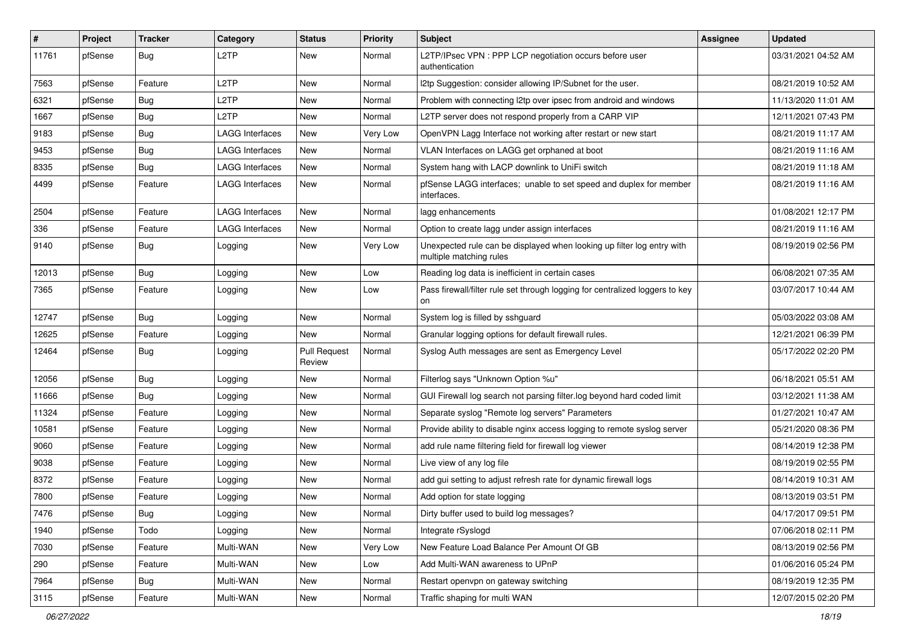| # | Project | Tracker | Category | Status | Priority | Subject | Assignee | Updated |
| --- | --- | --- | --- | --- | --- | --- | --- | --- |
| 11761 | pfSense | Bug | L2TP | New | Normal | L2TP/IPsec VPN : PPP LCP negotiation occurs before user authentication | | 03/31/2021 04:52 AM |
| 7563 | pfSense | Feature | L2TP | New | Normal | l2tp Suggestion: consider allowing IP/Subnet for the user. | | 08/21/2019 10:52 AM |
| 6321 | pfSense | Bug | L2TP | New | Normal | Problem with connecting l2tp over ipsec from android and windows | | 11/13/2020 11:01 AM |
| 1667 | pfSense | Bug | L2TP | New | Normal | L2TP server does not respond properly from a CARP VIP | | 12/11/2021 07:43 PM |
| 9183 | pfSense | Bug | LAGG Interfaces | New | Very Low | OpenVPN Lagg Interface not working after restart or new start | | 08/21/2019 11:17 AM |
| 9453 | pfSense | Bug | LAGG Interfaces | New | Normal | VLAN Interfaces on LAGG get orphaned at boot | | 08/21/2019 11:16 AM |
| 8335 | pfSense | Bug | LAGG Interfaces | New | Normal | System hang with LACP downlink to UniFi switch | | 08/21/2019 11:18 AM |
| 4499 | pfSense | Feature | LAGG Interfaces | New | Normal | pfSense LAGG interfaces; unable to set speed and duplex for member interfaces. | | 08/21/2019 11:16 AM |
| 2504 | pfSense | Feature | LAGG Interfaces | New | Normal | lagg enhancements | | 01/08/2021 12:17 PM |
| 336 | pfSense | Feature | LAGG Interfaces | New | Normal | Option to create lagg under assign interfaces | | 08/21/2019 11:16 AM |
| 9140 | pfSense | Bug | Logging | New | Very Low | Unexpected rule can be displayed when looking up filter log entry with multiple matching rules | | 08/19/2019 02:56 PM |
| 12013 | pfSense | Bug | Logging | New | Low | Reading log data is inefficient in certain cases | | 06/08/2021 07:35 AM |
| 7365 | pfSense | Feature | Logging | New | Low | Pass firewall/filter rule set through logging for centralized loggers to key on | | 03/07/2017 10:44 AM |
| 12747 | pfSense | Bug | Logging | New | Normal | System log is filled by sshguard | | 05/03/2022 03:08 AM |
| 12625 | pfSense | Feature | Logging | New | Normal | Granular logging options for default firewall rules. | | 12/21/2021 06:39 PM |
| 12464 | pfSense | Bug | Logging | Pull Request Review | Normal | Syslog Auth messages are sent as Emergency Level | | 05/17/2022 02:20 PM |
| 12056 | pfSense | Bug | Logging | New | Normal | Filterlog says "Unknown Option %u" | | 06/18/2021 05:51 AM |
| 11666 | pfSense | Bug | Logging | New | Normal | GUI Firewall log search not parsing filter.log beyond hard coded limit | | 03/12/2021 11:38 AM |
| 11324 | pfSense | Feature | Logging | New | Normal | Separate syslog "Remote log servers" Parameters | | 01/27/2021 10:47 AM |
| 10581 | pfSense | Feature | Logging | New | Normal | Provide ability to disable nginx access logging to remote syslog server | | 05/21/2020 08:36 PM |
| 9060 | pfSense | Feature | Logging | New | Normal | add rule name filtering field for firewall log viewer | | 08/14/2019 12:38 PM |
| 9038 | pfSense | Feature | Logging | New | Normal | Live view of any log file | | 08/19/2019 02:55 PM |
| 8372 | pfSense | Feature | Logging | New | Normal | add gui setting to adjust refresh rate for dynamic firewall logs | | 08/14/2019 10:31 AM |
| 7800 | pfSense | Feature | Logging | New | Normal | Add option for state logging | | 08/13/2019 03:51 PM |
| 7476 | pfSense | Bug | Logging | New | Normal | Dirty buffer used to build log messages? | | 04/17/2017 09:51 PM |
| 1940 | pfSense | Todo | Logging | New | Normal | Integrate rSyslogd | | 07/06/2018 02:11 PM |
| 7030 | pfSense | Feature | Multi-WAN | New | Very Low | New Feature Load Balance Per Amount Of GB | | 08/13/2019 02:56 PM |
| 290 | pfSense | Feature | Multi-WAN | New | Low | Add Multi-WAN awareness to UPnP | | 01/06/2016 05:24 PM |
| 7964 | pfSense | Bug | Multi-WAN | New | Normal | Restart openvpn on gateway switching | | 08/19/2019 12:35 PM |
| 3115 | pfSense | Feature | Multi-WAN | New | Normal | Traffic shaping for multi WAN | | 12/07/2015 02:20 PM |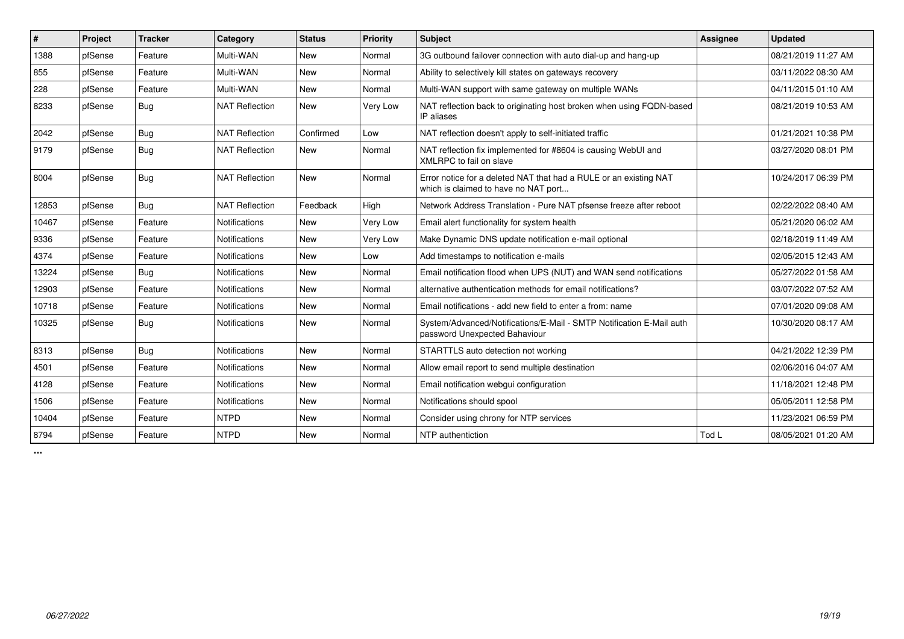| # | Project | Tracker | Category | Status | Priority | Subject | Assignee | Updated |
|---|---|---|---|---|---|---|---|---|
| 1388 | pfSense | Feature | Multi-WAN | New | Normal | 3G outbound failover connection with auto dial-up and hang-up | | 08/21/2019 11:27 AM |
| 855 | pfSense | Feature | Multi-WAN | New | Normal | Ability to selectively kill states on gateways recovery | | 03/11/2022 08:30 AM |
| 228 | pfSense | Feature | Multi-WAN | New | Normal | Multi-WAN support with same gateway on multiple WANs | | 04/11/2015 01:10 AM |
| 8233 | pfSense | Bug | NAT Reflection | New | Very Low | NAT reflection back to originating host broken when using FQDN-based IP aliases | | 08/21/2019 10:53 AM |
| 2042 | pfSense | Bug | NAT Reflection | Confirmed | Low | NAT reflection doesn't apply to self-initiated traffic | | 01/21/2021 10:38 PM |
| 9179 | pfSense | Bug | NAT Reflection | New | Normal | NAT reflection fix implemented for #8604 is causing WebUI and XMLRPC to fail on slave | | 03/27/2020 08:01 PM |
| 8004 | pfSense | Bug | NAT Reflection | New | Normal | Error notice for a deleted NAT that had a RULE or an existing NAT which is claimed to have no NAT port... | | 10/24/2017 06:39 PM |
| 12853 | pfSense | Bug | NAT Reflection | Feedback | High | Network Address Translation - Pure NAT pfsense freeze after reboot | | 02/22/2022 08:40 AM |
| 10467 | pfSense | Feature | Notifications | New | Very Low | Email alert functionality for system health | | 05/21/2020 06:02 AM |
| 9336 | pfSense | Feature | Notifications | New | Very Low | Make Dynamic DNS update notification e-mail optional | | 02/18/2019 11:49 AM |
| 4374 | pfSense | Feature | Notifications | New | Low | Add timestamps to notification e-mails | | 02/05/2015 12:43 AM |
| 13224 | pfSense | Bug | Notifications | New | Normal | Email notification flood when UPS (NUT) and WAN send notifications | | 05/27/2022 01:58 AM |
| 12903 | pfSense | Feature | Notifications | New | Normal | alternative authentication methods for email notifications? | | 03/07/2022 07:52 AM |
| 10718 | pfSense | Feature | Notifications | New | Normal | Email notifications - add new field to enter a from: name | | 07/01/2020 09:08 AM |
| 10325 | pfSense | Bug | Notifications | New | Normal | System/Advanced/Notifications/E-Mail - SMTP Notification E-Mail auth password Unexpected Bahaviour | | 10/30/2020 08:17 AM |
| 8313 | pfSense | Bug | Notifications | New | Normal | STARTTLS auto detection not working | | 04/21/2022 12:39 PM |
| 4501 | pfSense | Feature | Notifications | New | Normal | Allow email report to send multiple destination | | 02/06/2016 04:07 AM |
| 4128 | pfSense | Feature | Notifications | New | Normal | Email notification webgui configuration | | 11/18/2021 12:48 PM |
| 1506 | pfSense | Feature | Notifications | New | Normal | Notifications should spool | | 05/05/2011 12:58 PM |
| 10404 | pfSense | Feature | NTPD | New | Normal | Consider using chrony for NTP services | | 11/23/2021 06:59 PM |
| 8794 | pfSense | Feature | NTPD | New | Normal | NTP authentiction | Tod L | 08/05/2021 01:20 AM |

...